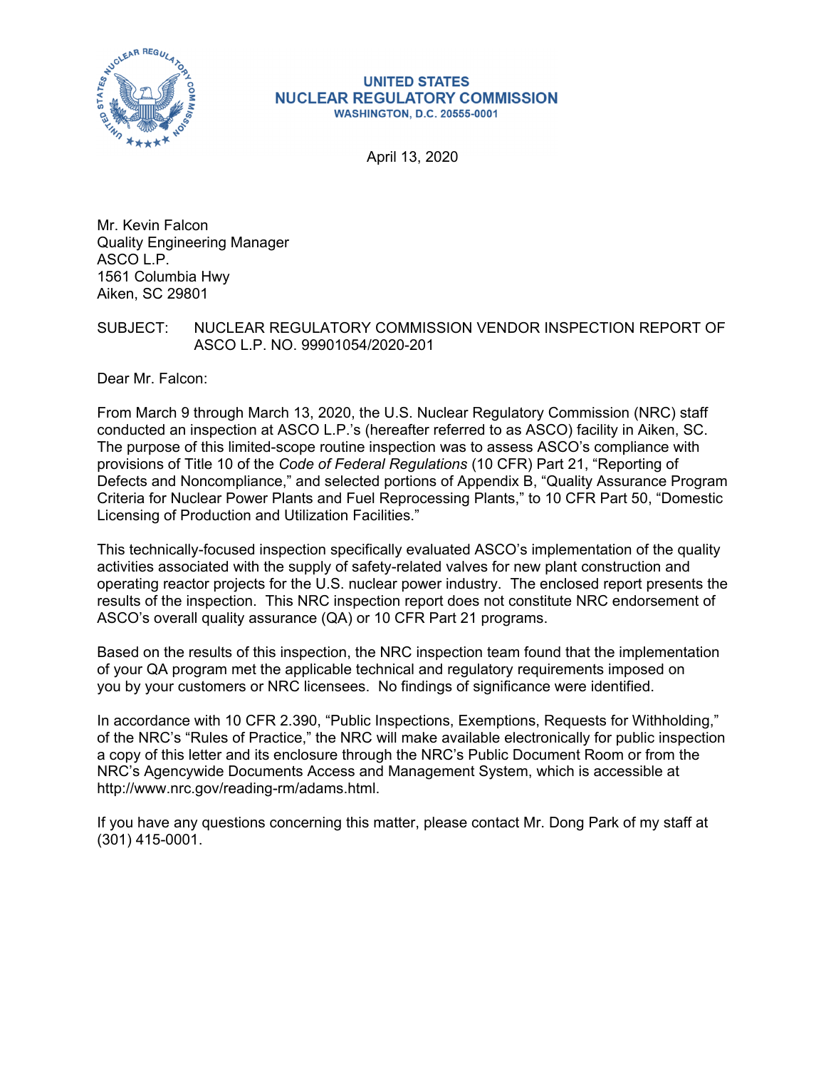UNITED STATES
NUCLEAR REGULATORY COMMISSION
WASHINGTON, D.C. 20555-0001

April 13, 2020

Mr. Kevin Falcon
Quality Engineering Manager
ASCO L.P.
1561 Columbia Hwy
Aiken, SC 29801

SUBJECT: NUCLEAR REGULATORY COMMISSION VENDOR INSPECTION REPORT OF ASCO L.P. NO. 99901054/2020-201

Dear Mr. Falcon:

From March 9 through March 13, 2020, the U.S. Nuclear Regulatory Commission (NRC) staff conducted an inspection at ASCO L.P.'s (hereafter referred to as ASCO) facility in Aiken, SC. The purpose of this limited-scope routine inspection was to assess ASCO's compliance with provisions of Title 10 of the *Code of Federal Regulations* (10 CFR) Part 21, "Reporting of Defects and Noncompliance," and selected portions of Appendix B, "Quality Assurance Program Criteria for Nuclear Power Plants and Fuel Reprocessing Plants," to 10 CFR Part 50, "Domestic Licensing of Production and Utilization Facilities."

This technically-focused inspection specifically evaluated ASCO's implementation of the quality activities associated with the supply of safety-related valves for new plant construction and operating reactor projects for the U.S. nuclear power industry. The enclosed report presents the results of the inspection. This NRC inspection report does not constitute NRC endorsement of ASCO's overall quality assurance (QA) or 10 CFR Part 21 programs.

Based on the results of this inspection, the NRC inspection team found that the implementation of your QA program met the applicable technical and regulatory requirements imposed on you by your customers or NRC licensees. No findings of significance were identified.

In accordance with 10 CFR 2.390, "Public Inspections, Exemptions, Requests for Withholding," of the NRC's "Rules of Practice," the NRC will make available electronically for public inspection a copy of this letter and its enclosure through the NRC's Public Document Room or from the NRC's Agencywide Documents Access and Management System, which is accessible at http://www.nrc.gov/reading-rm/adams.html.

If you have any questions concerning this matter, please contact Mr. Dong Park of my staff at (301) 415-0001.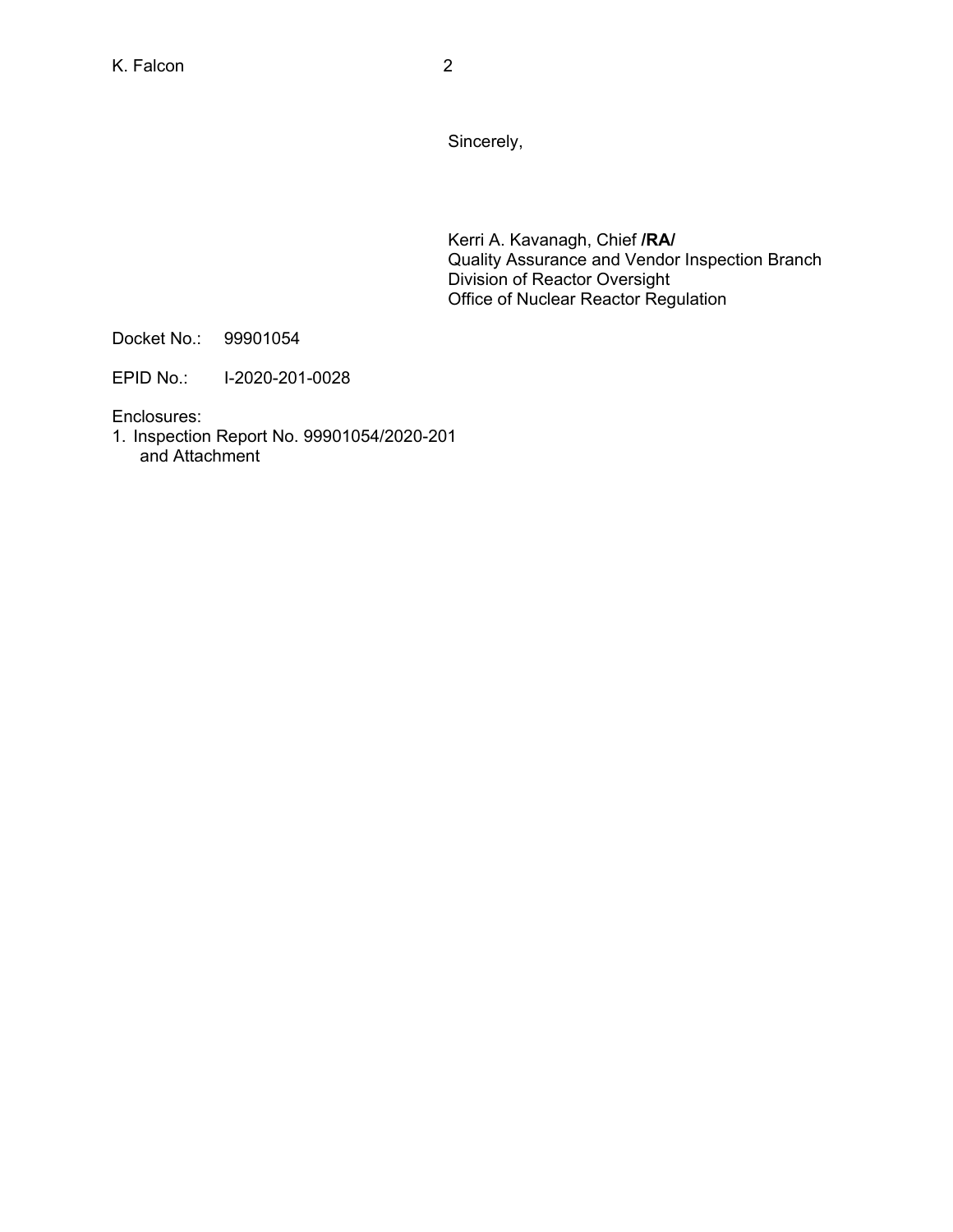Sincerely,

Kerri A. Kavanagh, Chief **/RA/**
Quality Assurance and Vendor Inspection Branch
Division of Reactor Oversight
Office of Nuclear Reactor Regulation

Docket No.: 99901054

EPID No.: I-2020-201-0028

Enclosures:

1. Inspection Report No. 99901054/2020-201
   and Attachment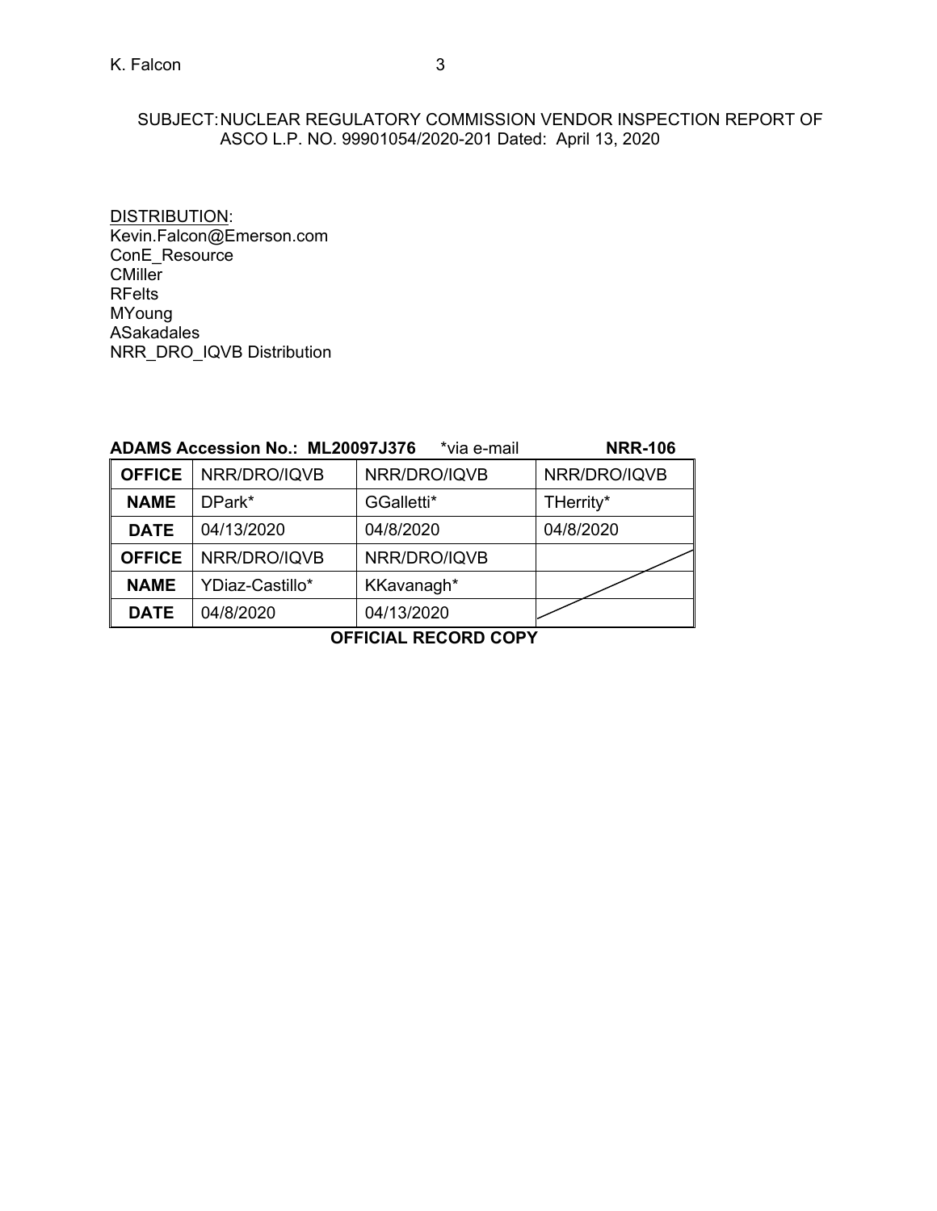SUBJECT: NUCLEAR REGULATORY COMMISSION VENDOR INSPECTION REPORT OF ASCO L.P. NO. 99901054/2020-201 Dated: April 13, 2020

DISTRIBUTION:
Kevin.Falcon@Emerson.com
ConE_Resource
CMiller
RFelts
MYoung
ASakadales
NRR_DRO_IQVB Distribution

**ADAMS Accession No.: ML20097J376** *via e-mail **NRR-106**

| **OFFICE** | NRR/DRO/IQVB | NRR/DRO/IQVB | NRR/DRO/IQVB |
|---|---|---|---|
| **NAME** | DPark* | GGalletti* | THerrity* |
| **DATE** | 04/13/2020 | 04/8/2020 | 04/8/2020 |
| **OFFICE** | NRR/DRO/IQVB | NRR/DRO/IQVB | |
| **NAME** | YDiaz-Castillo* | KKavanagh* | |
| **DATE** | 04/8/2020 | 04/13/2020 | |

**OFFICIAL RECORD COPY**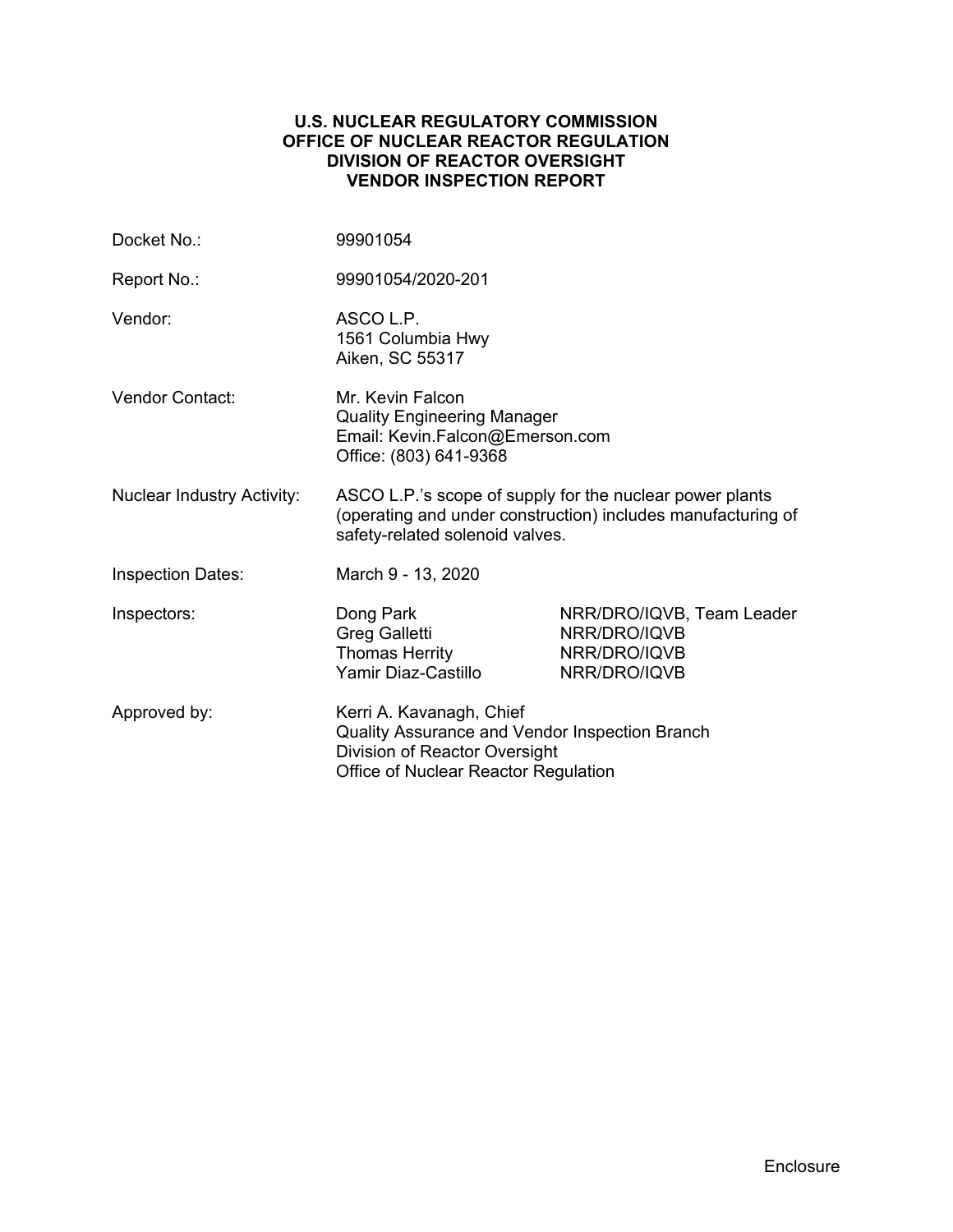**U.S. NUCLEAR REGULATORY COMMISSION**
**OFFICE OF NUCLEAR REACTOR REGULATION**
**DIVISION OF REACTOR OVERSIGHT**
**VENDOR INSPECTION REPORT**

| | | |
|---|---|---|
| Docket No.: | 99901054 | |
| Report No.: | 99901054/2020-201 | |
| Vendor: | ASCO L.P.<br>1561 Columbia Hwy<br>Aiken, SC 55317 | |
| Vendor Contact: | Mr. Kevin Falcon<br>Quality Engineering Manager<br>Email: Kevin.Falcon@Emerson.com<br>Office: (803) 641-9368 | |
| Nuclear Industry Activity: | ASCO L.P.'s scope of supply for the nuclear power plants (operating and under construction) includes manufacturing of safety-related solenoid valves. | |
| Inspection Dates: | March 9 - 13, 2020 | |
| Inspectors: | Dong Park | NRR/DRO/IQVB, Team Leader |
| | Greg Galletti | NRR/DRO/IQVB |
| | Thomas Herrity | NRR/DRO/IQVB |
| | Yamir Diaz-Castillo | NRR/DRO/IQVB |
| Approved by: | Kerri A. Kavanagh, Chief<br>Quality Assurance and Vendor Inspection Branch<br>Division of Reactor Oversight<br>Office of Nuclear Reactor Regulation | |

Enclosure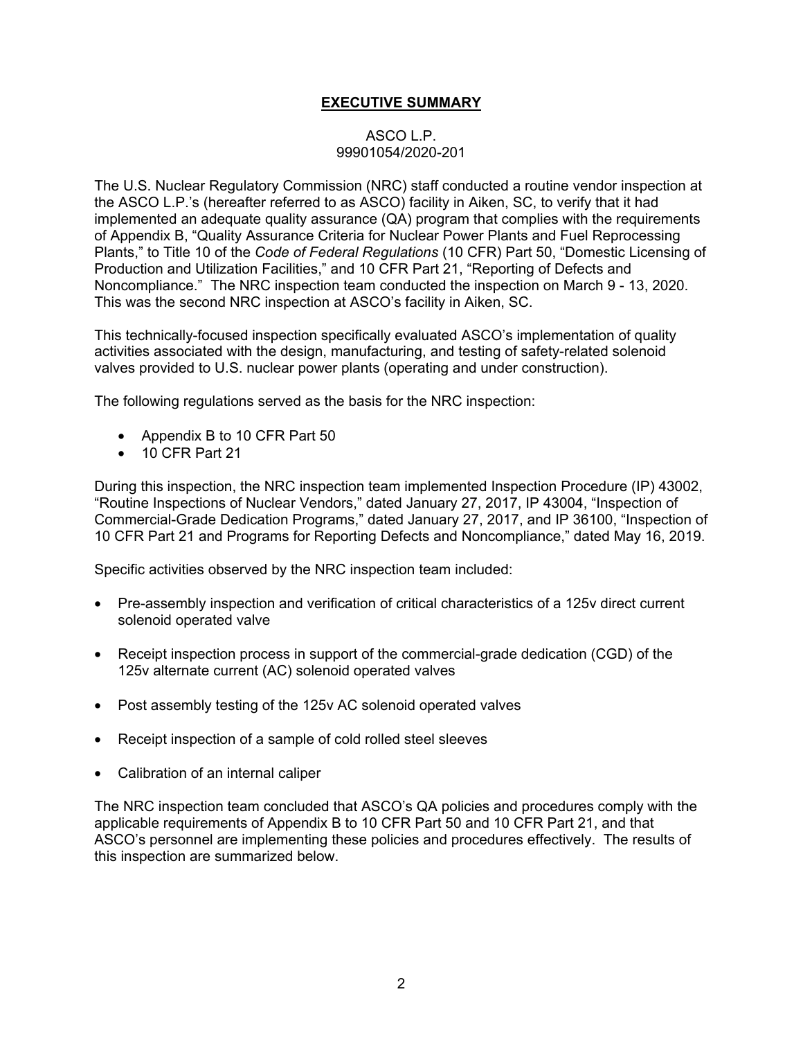## EXECUTIVE SUMMARY

ASCO L.P.
99901054/2020-201

The U.S. Nuclear Regulatory Commission (NRC) staff conducted a routine vendor inspection at the ASCO L.P.'s (hereafter referred to as ASCO) facility in Aiken, SC, to verify that it had implemented an adequate quality assurance (QA) program that complies with the requirements of Appendix B, "Quality Assurance Criteria for Nuclear Power Plants and Fuel Reprocessing Plants," to Title 10 of the *Code of Federal Regulations* (10 CFR) Part 50, "Domestic Licensing of Production and Utilization Facilities," and 10 CFR Part 21, "Reporting of Defects and Noncompliance." The NRC inspection team conducted the inspection on March 9 - 13, 2020. This was the second NRC inspection at ASCO's facility in Aiken, SC.

This technically-focused inspection specifically evaluated ASCO's implementation of quality activities associated with the design, manufacturing, and testing of safety-related solenoid valves provided to U.S. nuclear power plants (operating and under construction).

The following regulations served as the basis for the NRC inspection:

- Appendix B to 10 CFR Part 50
- 10 CFR Part 21

During this inspection, the NRC inspection team implemented Inspection Procedure (IP) 43002, "Routine Inspections of Nuclear Vendors," dated January 27, 2017, IP 43004, "Inspection of Commercial-Grade Dedication Programs," dated January 27, 2017, and IP 36100, "Inspection of 10 CFR Part 21 and Programs for Reporting Defects and Noncompliance," dated May 16, 2019.

Specific activities observed by the NRC inspection team included:

- Pre-assembly inspection and verification of critical characteristics of a 125v direct current solenoid operated valve
- Receipt inspection process in support of the commercial-grade dedication (CGD) of the 125v alternate current (AC) solenoid operated valves
- Post assembly testing of the 125v AC solenoid operated valves
- Receipt inspection of a sample of cold rolled steel sleeves
- Calibration of an internal caliper

The NRC inspection team concluded that ASCO's QA policies and procedures comply with the applicable requirements of Appendix B to 10 CFR Part 50 and 10 CFR Part 21, and that ASCO's personnel are implementing these policies and procedures effectively. The results of this inspection are summarized below.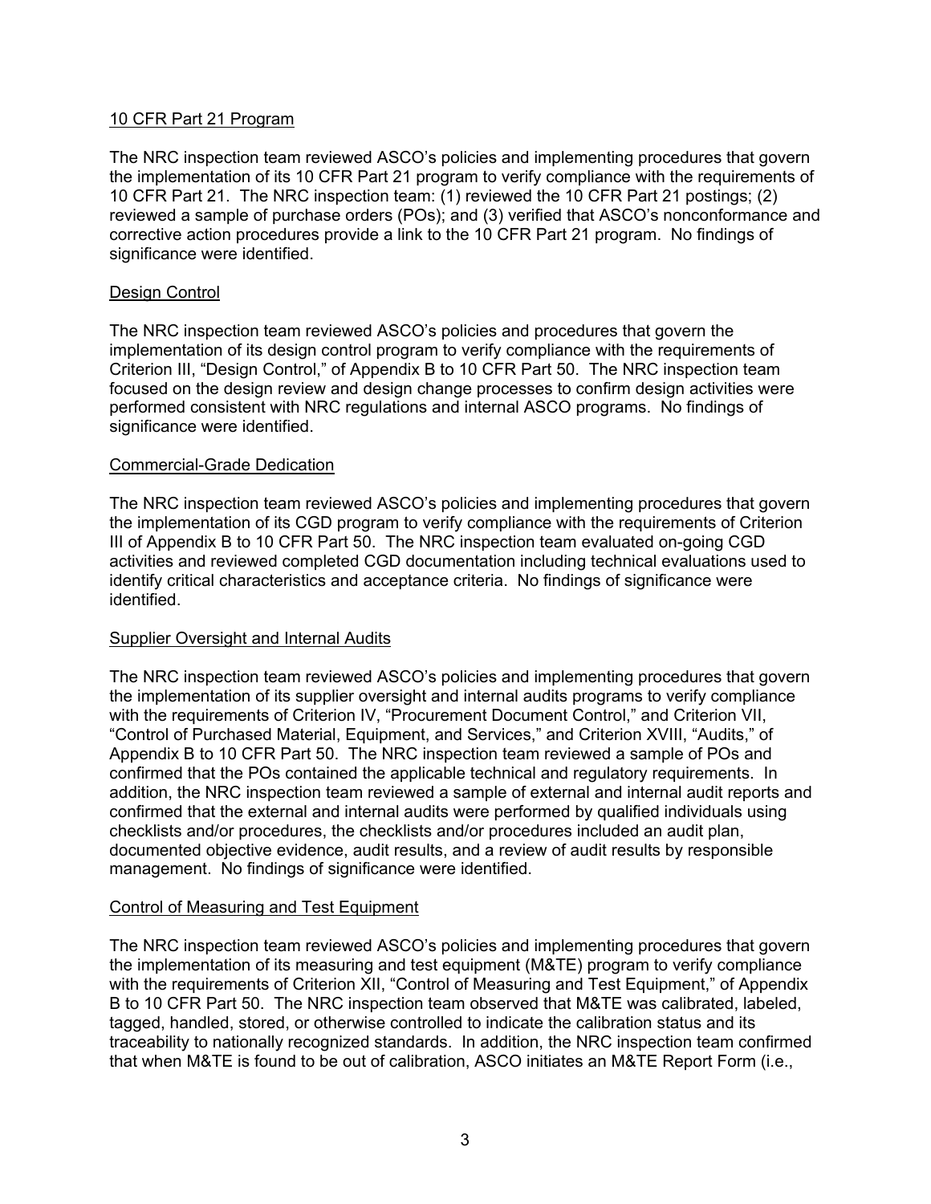## 10 CFR Part 21 Program

The NRC inspection team reviewed ASCO's policies and implementing procedures that govern the implementation of its 10 CFR Part 21 program to verify compliance with the requirements of 10 CFR Part 21. The NRC inspection team: (1) reviewed the 10 CFR Part 21 postings; (2) reviewed a sample of purchase orders (POs); and (3) verified that ASCO's nonconformance and corrective action procedures provide a link to the 10 CFR Part 21 program. No findings of significance were identified.

## Design Control

The NRC inspection team reviewed ASCO's policies and procedures that govern the implementation of its design control program to verify compliance with the requirements of Criterion III, "Design Control," of Appendix B to 10 CFR Part 50. The NRC inspection team focused on the design review and design change processes to confirm design activities were performed consistent with NRC regulations and internal ASCO programs. No findings of significance were identified.

## Commercial-Grade Dedication

The NRC inspection team reviewed ASCO's policies and implementing procedures that govern the implementation of its CGD program to verify compliance with the requirements of Criterion III of Appendix B to 10 CFR Part 50. The NRC inspection team evaluated on-going CGD activities and reviewed completed CGD documentation including technical evaluations used to identify critical characteristics and acceptance criteria. No findings of significance were identified.

## Supplier Oversight and Internal Audits

The NRC inspection team reviewed ASCO's policies and implementing procedures that govern the implementation of its supplier oversight and internal audits programs to verify compliance with the requirements of Criterion IV, "Procurement Document Control," and Criterion VII, "Control of Purchased Material, Equipment, and Services," and Criterion XVIII, "Audits," of Appendix B to 10 CFR Part 50. The NRC inspection team reviewed a sample of POs and confirmed that the POs contained the applicable technical and regulatory requirements. In addition, the NRC inspection team reviewed a sample of external and internal audit reports and confirmed that the external and internal audits were performed by qualified individuals using checklists and/or procedures, the checklists and/or procedures included an audit plan, documented objective evidence, audit results, and a review of audit results by responsible management. No findings of significance were identified.

## Control of Measuring and Test Equipment

The NRC inspection team reviewed ASCO's policies and implementing procedures that govern the implementation of its measuring and test equipment (M&TE) program to verify compliance with the requirements of Criterion XII, "Control of Measuring and Test Equipment," of Appendix B to 10 CFR Part 50. The NRC inspection team observed that M&TE was calibrated, labeled, tagged, handled, stored, or otherwise controlled to indicate the calibration status and its traceability to nationally recognized standards. In addition, the NRC inspection team confirmed that when M&TE is found to be out of calibration, ASCO initiates an M&TE Report Form (i.e.,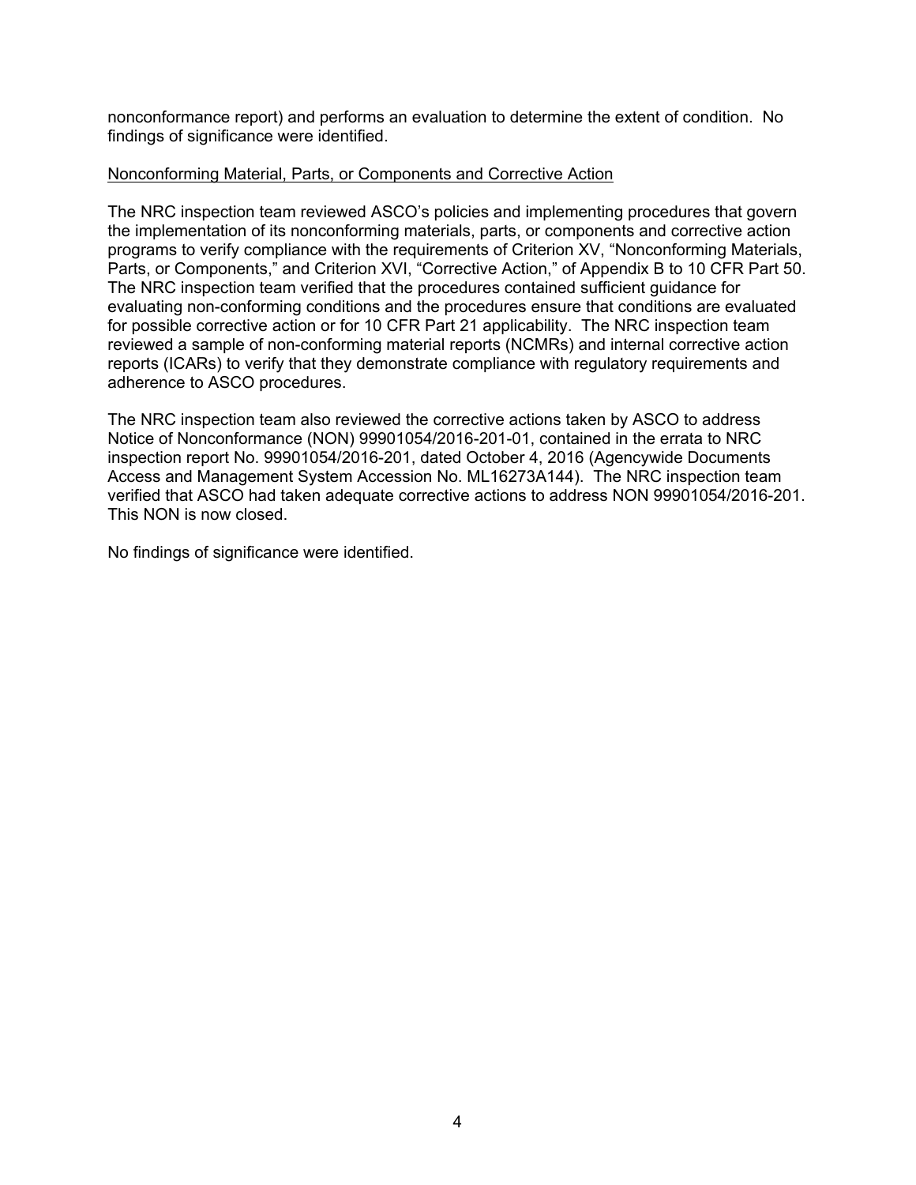nonconformance report) and performs an evaluation to determine the extent of condition. No findings of significance were identified.

<u>Nonconforming Material, Parts, or Components and Corrective Action</u>

The NRC inspection team reviewed ASCO's policies and implementing procedures that govern the implementation of its nonconforming materials, parts, or components and corrective action programs to verify compliance with the requirements of Criterion XV, "Nonconforming Materials, Parts, or Components," and Criterion XVI, "Corrective Action," of Appendix B to 10 CFR Part 50. The NRC inspection team verified that the procedures contained sufficient guidance for evaluating non-conforming conditions and the procedures ensure that conditions are evaluated for possible corrective action or for 10 CFR Part 21 applicability. The NRC inspection team reviewed a sample of non-conforming material reports (NCMRs) and internal corrective action reports (ICARs) to verify that they demonstrate compliance with regulatory requirements and adherence to ASCO procedures.

The NRC inspection team also reviewed the corrective actions taken by ASCO to address Notice of Nonconformance (NON) 99901054/2016-201-01, contained in the errata to NRC inspection report No. 99901054/2016-201, dated October 4, 2016 (Agencywide Documents Access and Management System Accession No. ML16273A144). The NRC inspection team verified that ASCO had taken adequate corrective actions to address NON 99901054/2016-201. This NON is now closed.

No findings of significance were identified.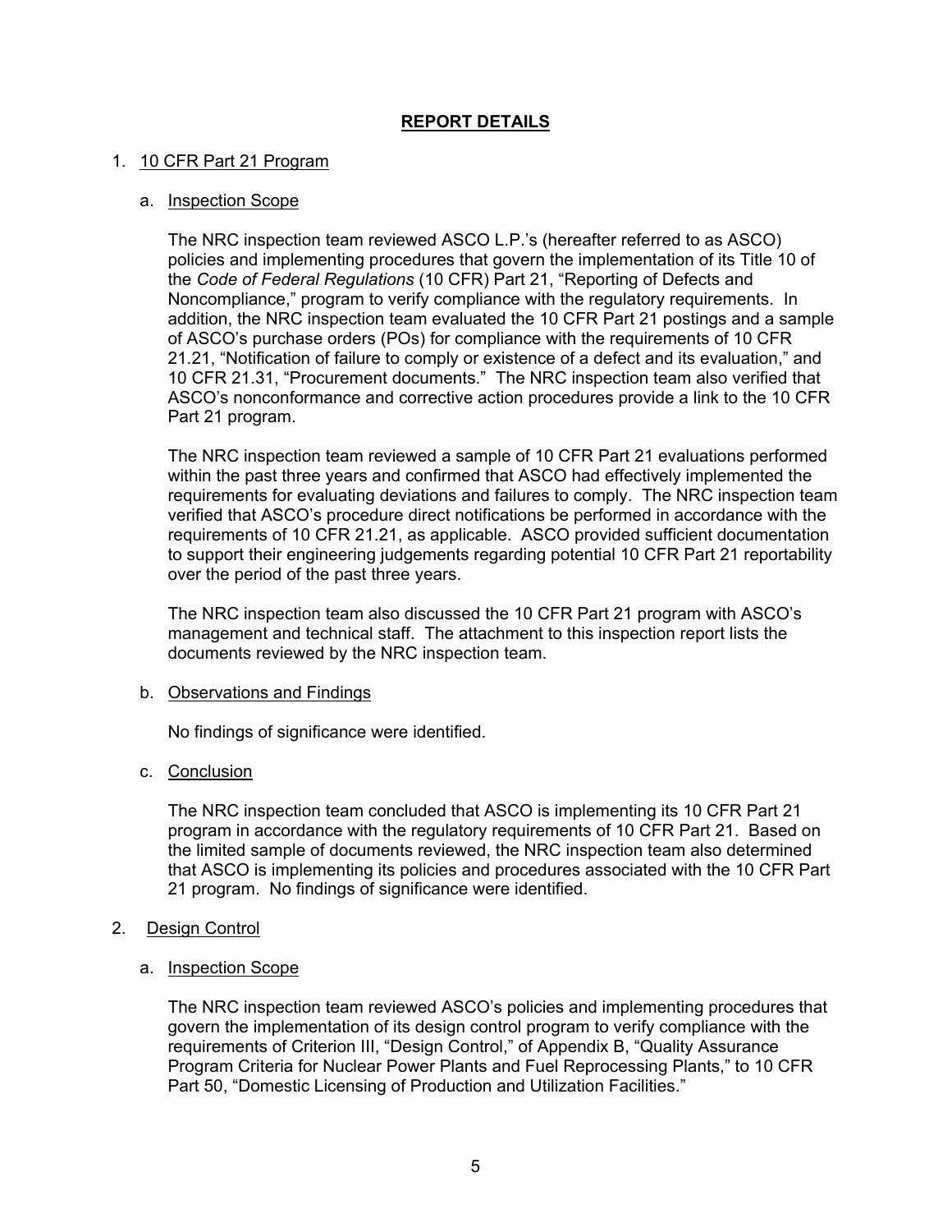## REPORT DETAILS

1. 10 CFR Part 21 Program

   a. Inspection Scope

   The NRC inspection team reviewed ASCO L.P.'s (hereafter referred to as ASCO) policies and implementing procedures that govern the implementation of its Title 10 of the *Code of Federal Regulations* (10 CFR) Part 21, "Reporting of Defects and Noncompliance," program to verify compliance with the regulatory requirements. In addition, the NRC inspection team evaluated the 10 CFR Part 21 postings and a sample of ASCO's purchase orders (POs) for compliance with the requirements of 10 CFR 21.21, "Notification of failure to comply or existence of a defect and its evaluation," and 10 CFR 21.31, "Procurement documents." The NRC inspection team also verified that ASCO's nonconformance and corrective action procedures provide a link to the 10 CFR Part 21 program.

   The NRC inspection team reviewed a sample of 10 CFR Part 21 evaluations performed within the past three years and confirmed that ASCO had effectively implemented the requirements for evaluating deviations and failures to comply. The NRC inspection team verified that ASCO's procedure direct notifications be performed in accordance with the requirements of 10 CFR 21.21, as applicable. ASCO provided sufficient documentation to support their engineering judgements regarding potential 10 CFR Part 21 reportability over the period of the past three years.

   The NRC inspection team also discussed the 10 CFR Part 21 program with ASCO's management and technical staff. The attachment to this inspection report lists the documents reviewed by the NRC inspection team.

   b. Observations and Findings

   No findings of significance were identified.

   c. Conclusion

   The NRC inspection team concluded that ASCO is implementing its 10 CFR Part 21 program in accordance with the regulatory requirements of 10 CFR Part 21. Based on the limited sample of documents reviewed, the NRC inspection team also determined that ASCO is implementing its policies and procedures associated with the 10 CFR Part 21 program. No findings of significance were identified.

2. Design Control

   a. Inspection Scope

   The NRC inspection team reviewed ASCO's policies and implementing procedures that govern the implementation of its design control program to verify compliance with the requirements of Criterion III, "Design Control," of Appendix B, "Quality Assurance Program Criteria for Nuclear Power Plants and Fuel Reprocessing Plants," to 10 CFR Part 50, "Domestic Licensing of Production and Utilization Facilities."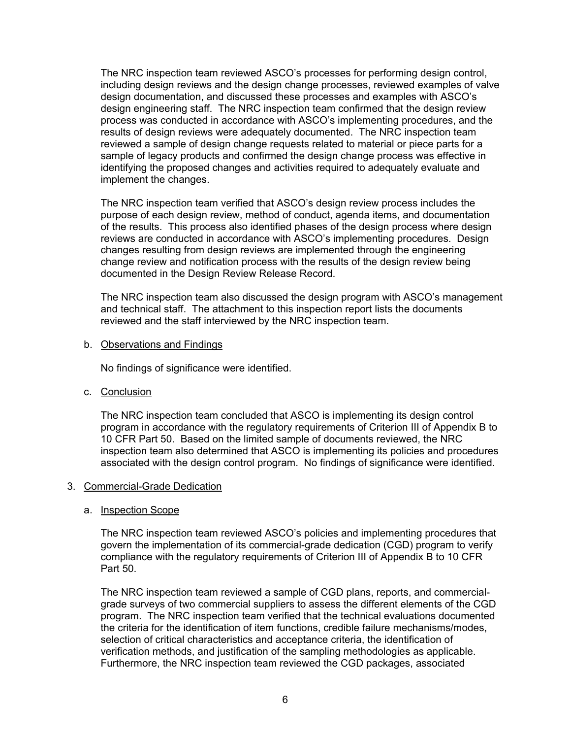The NRC inspection team reviewed ASCO's processes for performing design control, including design reviews and the design change processes, reviewed examples of valve design documentation, and discussed these processes and examples with ASCO's design engineering staff. The NRC inspection team confirmed that the design review process was conducted in accordance with ASCO's implementing procedures, and the results of design reviews were adequately documented. The NRC inspection team reviewed a sample of design change requests related to material or piece parts for a sample of legacy products and confirmed the design change process was effective in identifying the proposed changes and activities required to adequately evaluate and implement the changes.

The NRC inspection team verified that ASCO's design review process includes the purpose of each design review, method of conduct, agenda items, and documentation of the results. This process also identified phases of the design process where design reviews are conducted in accordance with ASCO's implementing procedures. Design changes resulting from design reviews are implemented through the engineering change review and notification process with the results of the design review being documented in the Design Review Release Record.

The NRC inspection team also discussed the design program with ASCO's management and technical staff. The attachment to this inspection report lists the documents reviewed and the staff interviewed by the NRC inspection team.

b. Observations and Findings

No findings of significance were identified.

c. Conclusion

The NRC inspection team concluded that ASCO is implementing its design control program in accordance with the regulatory requirements of Criterion III of Appendix B to 10 CFR Part 50. Based on the limited sample of documents reviewed, the NRC inspection team also determined that ASCO is implementing its policies and procedures associated with the design control program. No findings of significance were identified.

## 3. Commercial-Grade Dedication

a. Inspection Scope

The NRC inspection team reviewed ASCO's policies and implementing procedures that govern the implementation of its commercial-grade dedication (CGD) program to verify compliance with the regulatory requirements of Criterion III of Appendix B to 10 CFR Part 50.

The NRC inspection team reviewed a sample of CGD plans, reports, and commercial-grade surveys of two commercial suppliers to assess the different elements of the CGD program. The NRC inspection team verified that the technical evaluations documented the criteria for the identification of item functions, credible failure mechanisms/modes, selection of critical characteristics and acceptance criteria, the identification of verification methods, and justification of the sampling methodologies as applicable. Furthermore, the NRC inspection team reviewed the CGD packages, associated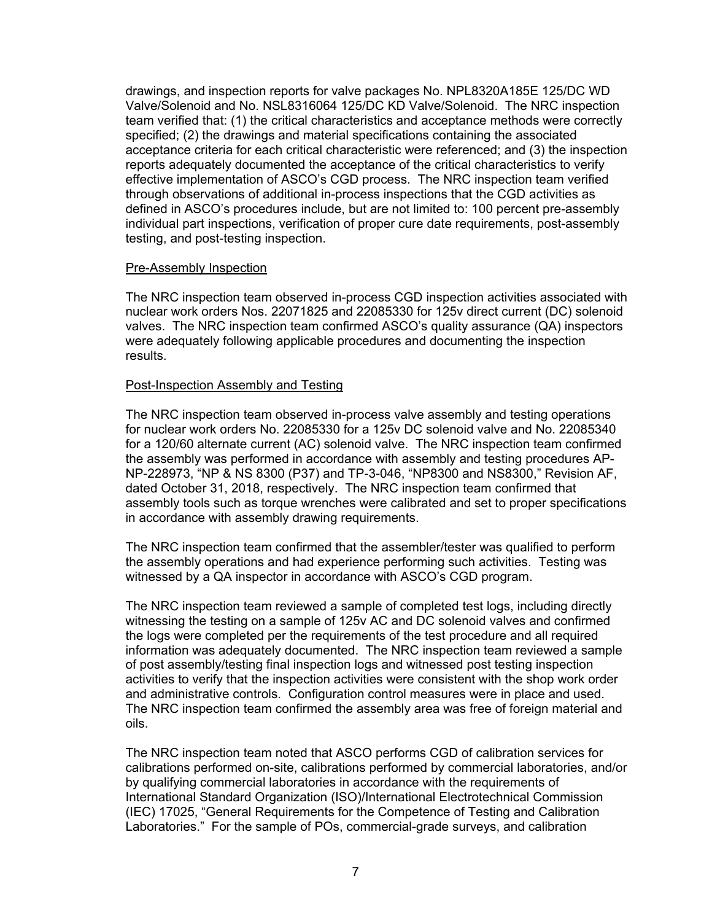drawings, and inspection reports for valve packages No. NPL8320A185E 125/DC WD Valve/Solenoid and No. NSL8316064 125/DC KD Valve/Solenoid. The NRC inspection team verified that: (1) the critical characteristics and acceptance methods were correctly specified; (2) the drawings and material specifications containing the associated acceptance criteria for each critical characteristic were referenced; and (3) the inspection reports adequately documented the acceptance of the critical characteristics to verify effective implementation of ASCO's CGD process. The NRC inspection team verified through observations of additional in-process inspections that the CGD activities as defined in ASCO's procedures include, but are not limited to: 100 percent pre-assembly individual part inspections, verification of proper cure date requirements, post-assembly testing, and post-testing inspection.

Pre-Assembly Inspection

The NRC inspection team observed in-process CGD inspection activities associated with nuclear work orders Nos. 22071825 and 22085330 for 125v direct current (DC) solenoid valves. The NRC inspection team confirmed ASCO's quality assurance (QA) inspectors were adequately following applicable procedures and documenting the inspection results.

Post-Inspection Assembly and Testing

The NRC inspection team observed in-process valve assembly and testing operations for nuclear work orders No. 22085330 for a 125v DC solenoid valve and No. 22085340 for a 120/60 alternate current (AC) solenoid valve. The NRC inspection team confirmed the assembly was performed in accordance with assembly and testing procedures AP-NP-228973, "NP & NS 8300 (P37) and TP-3-046, "NP8300 and NS8300," Revision AF, dated October 31, 2018, respectively. The NRC inspection team confirmed that assembly tools such as torque wrenches were calibrated and set to proper specifications in accordance with assembly drawing requirements.

The NRC inspection team confirmed that the assembler/tester was qualified to perform the assembly operations and had experience performing such activities. Testing was witnessed by a QA inspector in accordance with ASCO's CGD program.

The NRC inspection team reviewed a sample of completed test logs, including directly witnessing the testing on a sample of 125v AC and DC solenoid valves and confirmed the logs were completed per the requirements of the test procedure and all required information was adequately documented. The NRC inspection team reviewed a sample of post assembly/testing final inspection logs and witnessed post testing inspection activities to verify that the inspection activities were consistent with the shop work order and administrative controls. Configuration control measures were in place and used. The NRC inspection team confirmed the assembly area was free of foreign material and oils.

The NRC inspection team noted that ASCO performs CGD of calibration services for calibrations performed on-site, calibrations performed by commercial laboratories, and/or by qualifying commercial laboratories in accordance with the requirements of International Standard Organization (ISO)/International Electrotechnical Commission (IEC) 17025, "General Requirements for the Competence of Testing and Calibration Laboratories." For the sample of POs, commercial-grade surveys, and calibration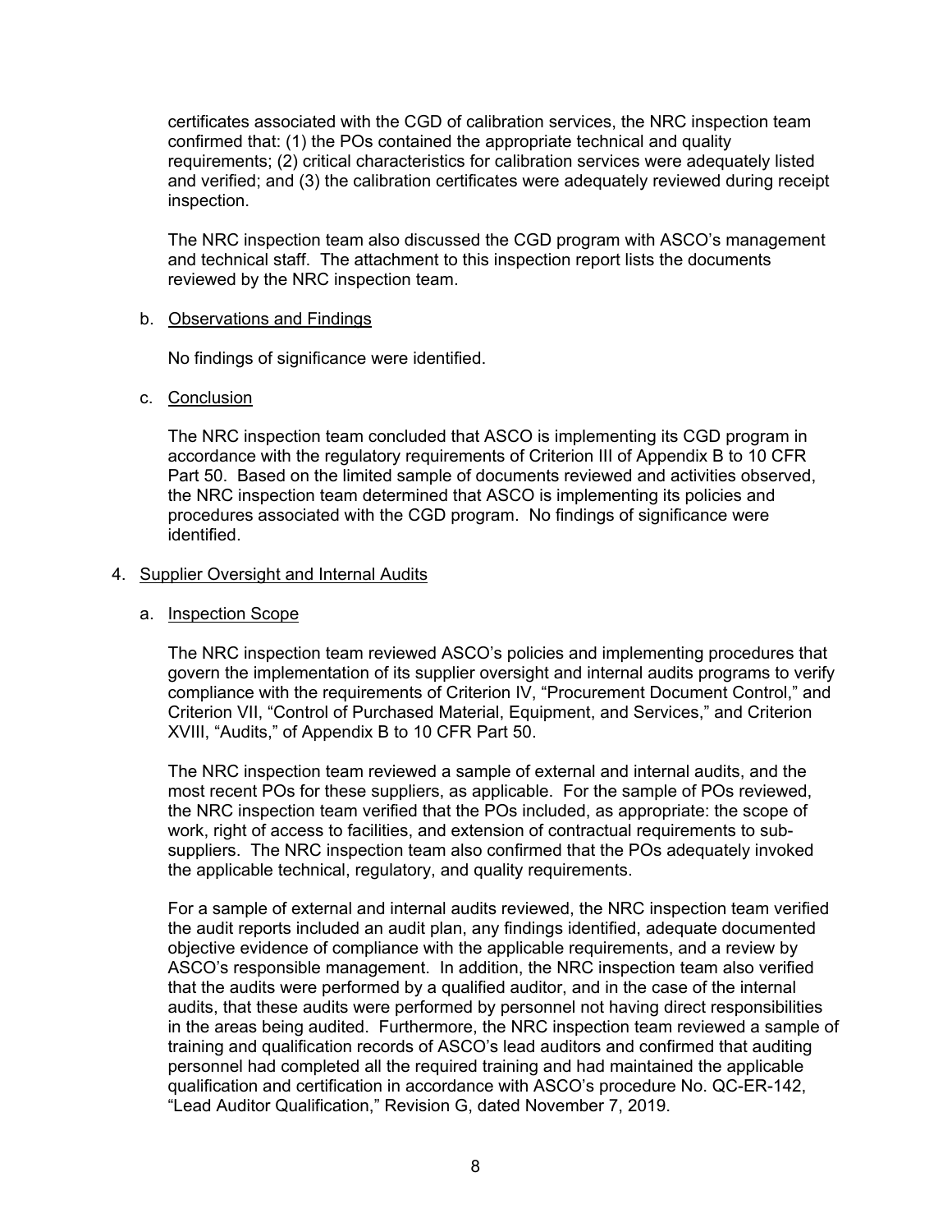certificates associated with the CGD of calibration services, the NRC inspection team confirmed that: (1) the POs contained the appropriate technical and quality requirements; (2) critical characteristics for calibration services were adequately listed and verified; and (3) the calibration certificates were adequately reviewed during receipt inspection.

The NRC inspection team also discussed the CGD program with ASCO's management and technical staff. The attachment to this inspection report lists the documents reviewed by the NRC inspection team.

b. Observations and Findings

No findings of significance were identified.

c. Conclusion

The NRC inspection team concluded that ASCO is implementing its CGD program in accordance with the regulatory requirements of Criterion III of Appendix B to 10 CFR Part 50. Based on the limited sample of documents reviewed and activities observed, the NRC inspection team determined that ASCO is implementing its policies and procedures associated with the CGD program. No findings of significance were identified.

## 4. Supplier Oversight and Internal Audits

a. Inspection Scope

The NRC inspection team reviewed ASCO's policies and implementing procedures that govern the implementation of its supplier oversight and internal audits programs to verify compliance with the requirements of Criterion IV, "Procurement Document Control," and Criterion VII, "Control of Purchased Material, Equipment, and Services," and Criterion XVIII, "Audits," of Appendix B to 10 CFR Part 50.

The NRC inspection team reviewed a sample of external and internal audits, and the most recent POs for these suppliers, as applicable. For the sample of POs reviewed, the NRC inspection team verified that the POs included, as appropriate: the scope of work, right of access to facilities, and extension of contractual requirements to sub-suppliers. The NRC inspection team also confirmed that the POs adequately invoked the applicable technical, regulatory, and quality requirements.

For a sample of external and internal audits reviewed, the NRC inspection team verified the audit reports included an audit plan, any findings identified, adequate documented objective evidence of compliance with the applicable requirements, and a review by ASCO's responsible management. In addition, the NRC inspection team also verified that the audits were performed by a qualified auditor, and in the case of the internal audits, that these audits were performed by personnel not having direct responsibilities in the areas being audited. Furthermore, the NRC inspection team reviewed a sample of training and qualification records of ASCO's lead auditors and confirmed that auditing personnel had completed all the required training and had maintained the applicable qualification and certification in accordance with ASCO's procedure No. QC-ER-142, "Lead Auditor Qualification," Revision G, dated November 7, 2019.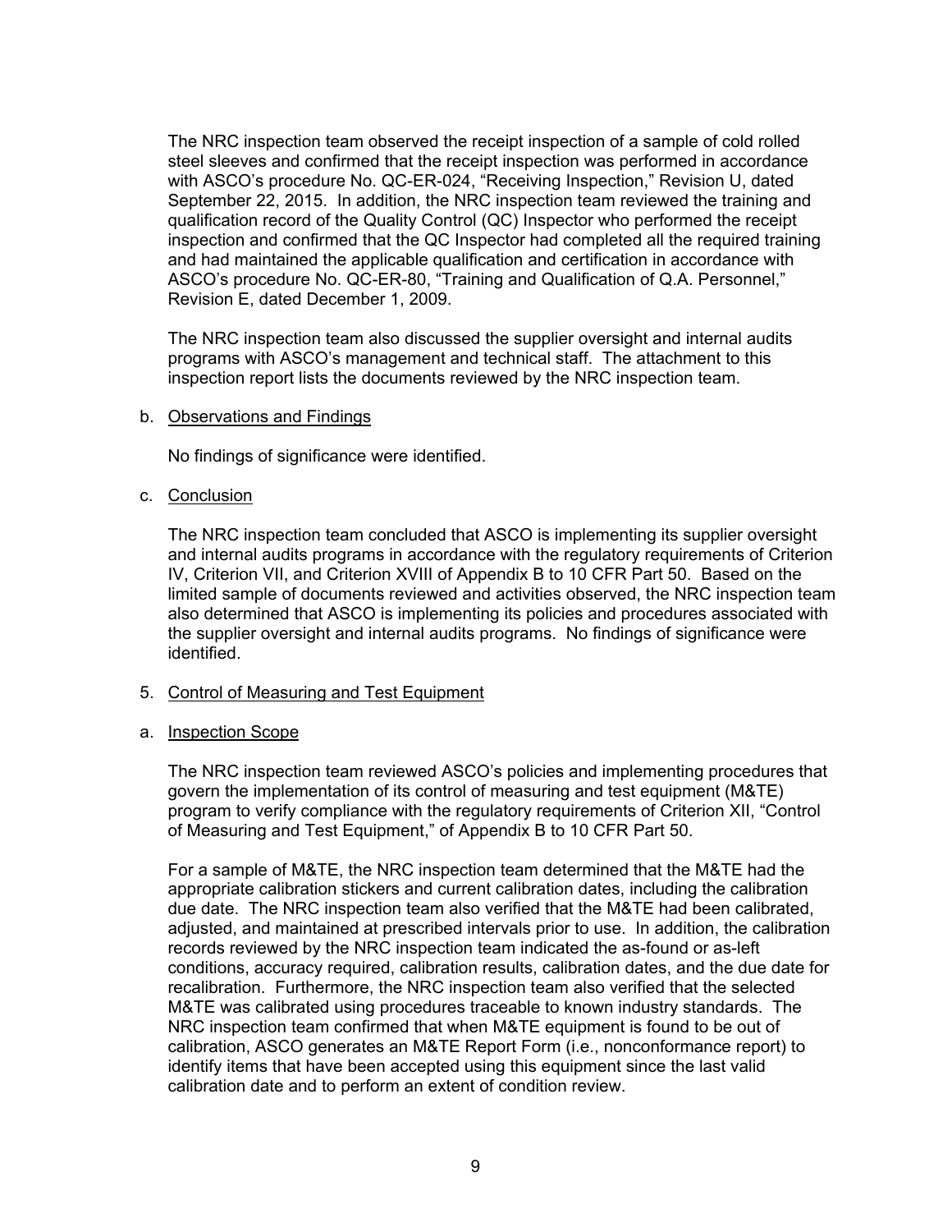The NRC inspection team observed the receipt inspection of a sample of cold rolled steel sleeves and confirmed that the receipt inspection was performed in accordance with ASCO's procedure No. QC-ER-024, "Receiving Inspection," Revision U, dated September 22, 2015. In addition, the NRC inspection team reviewed the training and qualification record of the Quality Control (QC) Inspector who performed the receipt inspection and confirmed that the QC Inspector had completed all the required training and had maintained the applicable qualification and certification in accordance with ASCO's procedure No. QC-ER-80, "Training and Qualification of Q.A. Personnel," Revision E, dated December 1, 2009.

The NRC inspection team also discussed the supplier oversight and internal audits programs with ASCO's management and technical staff. The attachment to this inspection report lists the documents reviewed by the NRC inspection team.

b. Observations and Findings

No findings of significance were identified.

c. Conclusion

The NRC inspection team concluded that ASCO is implementing its supplier oversight and internal audits programs in accordance with the regulatory requirements of Criterion IV, Criterion VII, and Criterion XVIII of Appendix B to 10 CFR Part 50. Based on the limited sample of documents reviewed and activities observed, the NRC inspection team also determined that ASCO is implementing its policies and procedures associated with the supplier oversight and internal audits programs. No findings of significance were identified.

5. Control of Measuring and Test Equipment

a. Inspection Scope

The NRC inspection team reviewed ASCO's policies and implementing procedures that govern the implementation of its control of measuring and test equipment (M&TE) program to verify compliance with the regulatory requirements of Criterion XII, "Control of Measuring and Test Equipment," of Appendix B to 10 CFR Part 50.

For a sample of M&TE, the NRC inspection team determined that the M&TE had the appropriate calibration stickers and current calibration dates, including the calibration due date. The NRC inspection team also verified that the M&TE had been calibrated, adjusted, and maintained at prescribed intervals prior to use. In addition, the calibration records reviewed by the NRC inspection team indicated the as-found or as-left conditions, accuracy required, calibration results, calibration dates, and the due date for recalibration. Furthermore, the NRC inspection team also verified that the selected M&TE was calibrated using procedures traceable to known industry standards. The NRC inspection team confirmed that when M&TE equipment is found to be out of calibration, ASCO generates an M&TE Report Form (i.e., nonconformance report) to identify items that have been accepted using this equipment since the last valid calibration date and to perform an extent of condition review.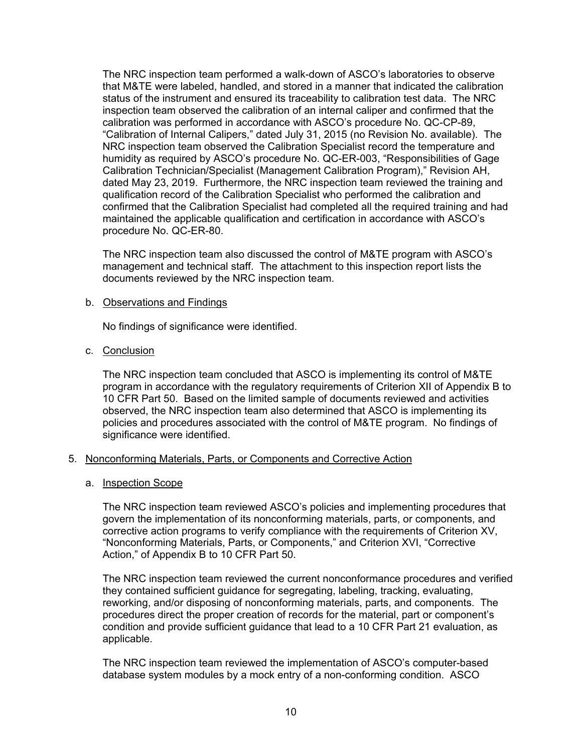The NRC inspection team performed a walk-down of ASCO's laboratories to observe that M&TE were labeled, handled, and stored in a manner that indicated the calibration status of the instrument and ensured its traceability to calibration test data. The NRC inspection team observed the calibration of an internal caliper and confirmed that the calibration was performed in accordance with ASCO's procedure No. QC-CP-89, "Calibration of Internal Calipers," dated July 31, 2015 (no Revision No. available). The NRC inspection team observed the Calibration Specialist record the temperature and humidity as required by ASCO's procedure No. QC-ER-003, "Responsibilities of Gage Calibration Technician/Specialist (Management Calibration Program)," Revision AH, dated May 23, 2019. Furthermore, the NRC inspection team reviewed the training and qualification record of the Calibration Specialist who performed the calibration and confirmed that the Calibration Specialist had completed all the required training and had maintained the applicable qualification and certification in accordance with ASCO's procedure No. QC-ER-80.

The NRC inspection team also discussed the control of M&TE program with ASCO's management and technical staff. The attachment to this inspection report lists the documents reviewed by the NRC inspection team.

b. Observations and Findings

No findings of significance were identified.

c. Conclusion

The NRC inspection team concluded that ASCO is implementing its control of M&TE program in accordance with the regulatory requirements of Criterion XII of Appendix B to 10 CFR Part 50. Based on the limited sample of documents reviewed and activities observed, the NRC inspection team also determined that ASCO is implementing its policies and procedures associated with the control of M&TE program. No findings of significance were identified.

5. Nonconforming Materials, Parts, or Components and Corrective Action

a. Inspection Scope

The NRC inspection team reviewed ASCO's policies and implementing procedures that govern the implementation of its nonconforming materials, parts, or components, and corrective action programs to verify compliance with the requirements of Criterion XV, "Nonconforming Materials, Parts, or Components," and Criterion XVI, "Corrective Action," of Appendix B to 10 CFR Part 50.

The NRC inspection team reviewed the current nonconformance procedures and verified they contained sufficient guidance for segregating, labeling, tracking, evaluating, reworking, and/or disposing of nonconforming materials, parts, and components. The procedures direct the proper creation of records for the material, part or component's condition and provide sufficient guidance that lead to a 10 CFR Part 21 evaluation, as applicable.

The NRC inspection team reviewed the implementation of ASCO's computer-based database system modules by a mock entry of a non-conforming condition. ASCO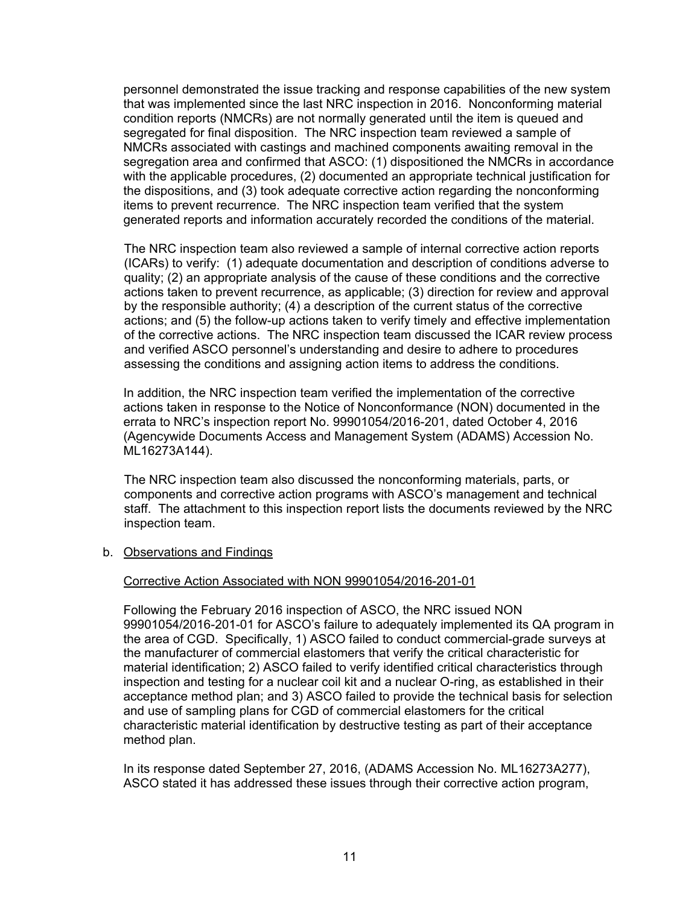personnel demonstrated the issue tracking and response capabilities of the new system that was implemented since the last NRC inspection in 2016. Nonconforming material condition reports (NMCRs) are not normally generated until the item is queued and segregated for final disposition. The NRC inspection team reviewed a sample of NMCRs associated with castings and machined components awaiting removal in the segregation area and confirmed that ASCO: (1) dispositioned the NMCRs in accordance with the applicable procedures, (2) documented an appropriate technical justification for the dispositions, and (3) took adequate corrective action regarding the nonconforming items to prevent recurrence. The NRC inspection team verified that the system generated reports and information accurately recorded the conditions of the material.

The NRC inspection team also reviewed a sample of internal corrective action reports (ICARs) to verify: (1) adequate documentation and description of conditions adverse to quality; (2) an appropriate analysis of the cause of these conditions and the corrective actions taken to prevent recurrence, as applicable; (3) direction for review and approval by the responsible authority; (4) a description of the current status of the corrective actions; and (5) the follow-up actions taken to verify timely and effective implementation of the corrective actions. The NRC inspection team discussed the ICAR review process and verified ASCO personnel's understanding and desire to adhere to procedures assessing the conditions and assigning action items to address the conditions.

In addition, the NRC inspection team verified the implementation of the corrective actions taken in response to the Notice of Nonconformance (NON) documented in the errata to NRC's inspection report No. 99901054/2016-201, dated October 4, 2016 (Agencywide Documents Access and Management System (ADAMS) Accession No. ML16273A144).

The NRC inspection team also discussed the nonconforming materials, parts, or components and corrective action programs with ASCO's management and technical staff. The attachment to this inspection report lists the documents reviewed by the NRC inspection team.

b. Observations and Findings

Corrective Action Associated with NON 99901054/2016-201-01

Following the February 2016 inspection of ASCO, the NRC issued NON 99901054/2016-201-01 for ASCO's failure to adequately implemented its QA program in the area of CGD. Specifically, 1) ASCO failed to conduct commercial-grade surveys at the manufacturer of commercial elastomers that verify the critical characteristic for material identification; 2) ASCO failed to verify identified critical characteristics through inspection and testing for a nuclear coil kit and a nuclear O-ring, as established in their acceptance method plan; and 3) ASCO failed to provide the technical basis for selection and use of sampling plans for CGD of commercial elastomers for the critical characteristic material identification by destructive testing as part of their acceptance method plan.

In its response dated September 27, 2016, (ADAMS Accession No. ML16273A277), ASCO stated it has addressed these issues through their corrective action program,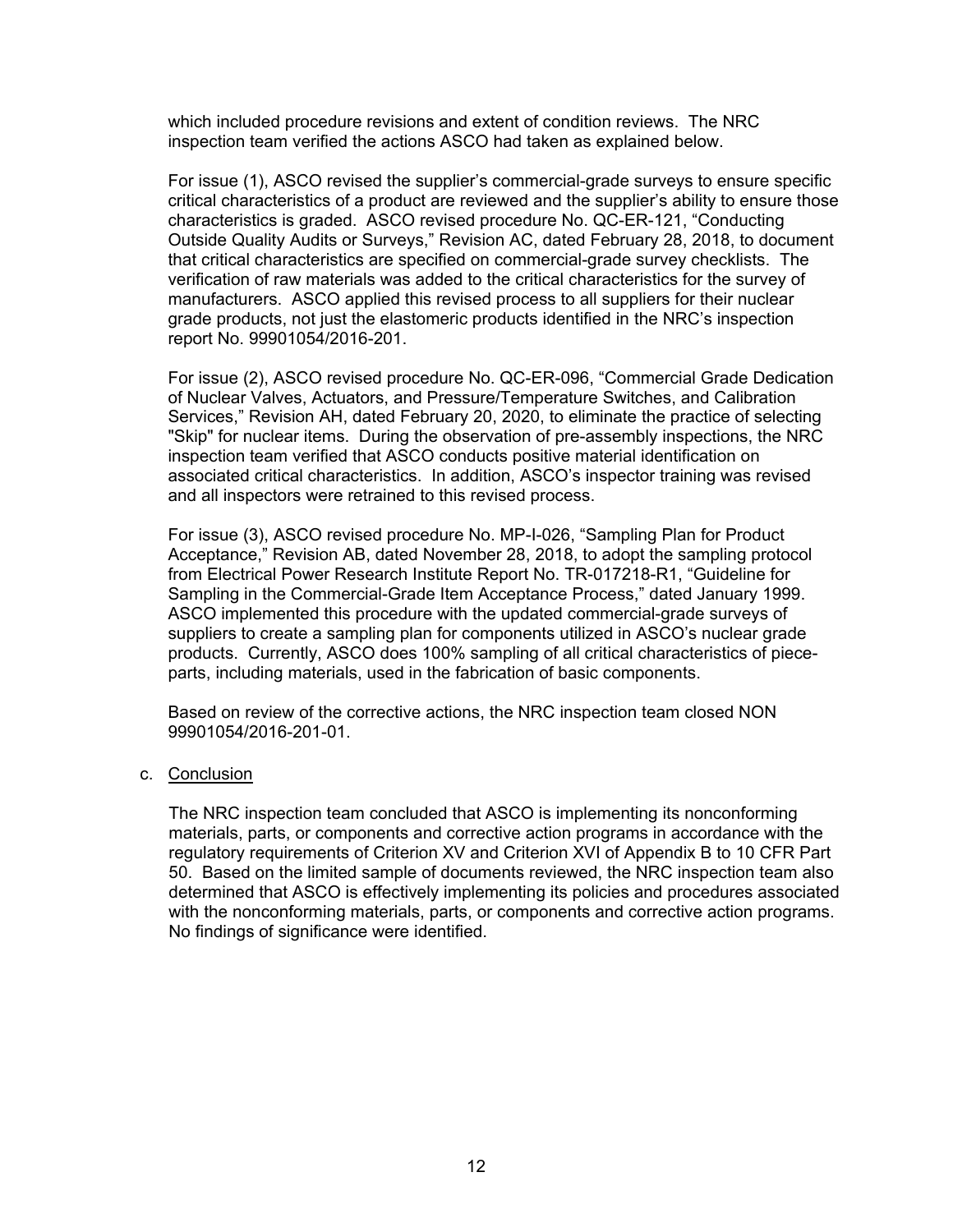which included procedure revisions and extent of condition reviews. The NRC inspection team verified the actions ASCO had taken as explained below.

For issue (1), ASCO revised the supplier's commercial-grade surveys to ensure specific critical characteristics of a product are reviewed and the supplier's ability to ensure those characteristics is graded. ASCO revised procedure No. QC-ER-121, "Conducting Outside Quality Audits or Surveys," Revision AC, dated February 28, 2018, to document that critical characteristics are specified on commercial-grade survey checklists. The verification of raw materials was added to the critical characteristics for the survey of manufacturers. ASCO applied this revised process to all suppliers for their nuclear grade products, not just the elastomeric products identified in the NRC's inspection report No. 99901054/2016-201.

For issue (2), ASCO revised procedure No. QC-ER-096, "Commercial Grade Dedication of Nuclear Valves, Actuators, and Pressure/Temperature Switches, and Calibration Services," Revision AH, dated February 20, 2020, to eliminate the practice of selecting "Skip" for nuclear items. During the observation of pre-assembly inspections, the NRC inspection team verified that ASCO conducts positive material identification on associated critical characteristics. In addition, ASCO's inspector training was revised and all inspectors were retrained to this revised process.

For issue (3), ASCO revised procedure No. MP-I-026, "Sampling Plan for Product Acceptance," Revision AB, dated November 28, 2018, to adopt the sampling protocol from Electrical Power Research Institute Report No. TR-017218-R1, "Guideline for Sampling in the Commercial-Grade Item Acceptance Process," dated January 1999. ASCO implemented this procedure with the updated commercial-grade surveys of suppliers to create a sampling plan for components utilized in ASCO's nuclear grade products. Currently, ASCO does 100% sampling of all critical characteristics of piece-parts, including materials, used in the fabrication of basic components.

Based on review of the corrective actions, the NRC inspection team closed NON 99901054/2016-201-01.

c. Conclusion

The NRC inspection team concluded that ASCO is implementing its nonconforming materials, parts, or components and corrective action programs in accordance with the regulatory requirements of Criterion XV and Criterion XVI of Appendix B to 10 CFR Part 50. Based on the limited sample of documents reviewed, the NRC inspection team also determined that ASCO is effectively implementing its policies and procedures associated with the nonconforming materials, parts, or components and corrective action programs. No findings of significance were identified.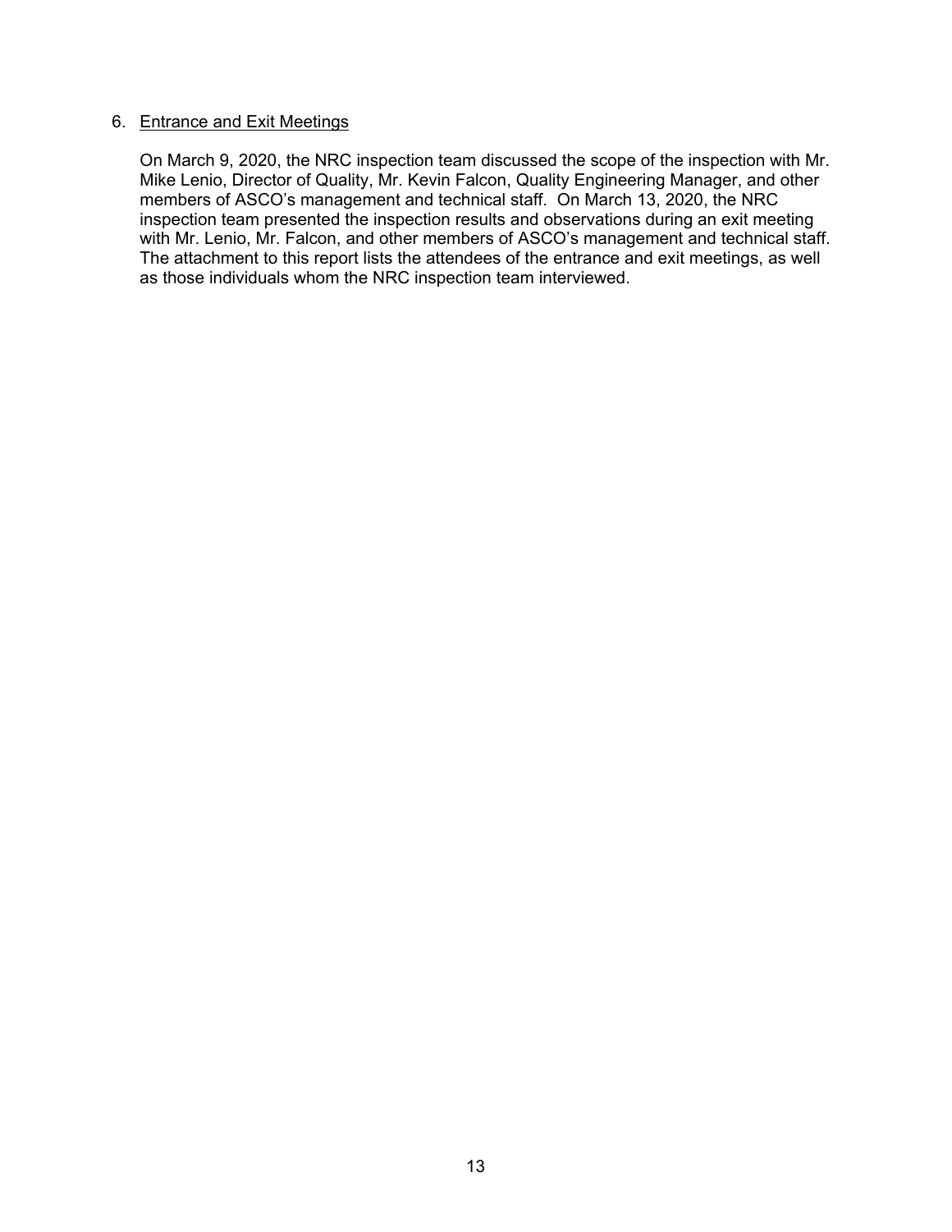## 6. Entrance and Exit Meetings

On March 9, 2020, the NRC inspection team discussed the scope of the inspection with Mr. Mike Lenio, Director of Quality, Mr. Kevin Falcon, Quality Engineering Manager, and other members of ASCO's management and technical staff. On March 13, 2020, the NRC inspection team presented the inspection results and observations during an exit meeting with Mr. Lenio, Mr. Falcon, and other members of ASCO's management and technical staff. The attachment to this report lists the attendees of the entrance and exit meetings, as well as those individuals whom the NRC inspection team interviewed.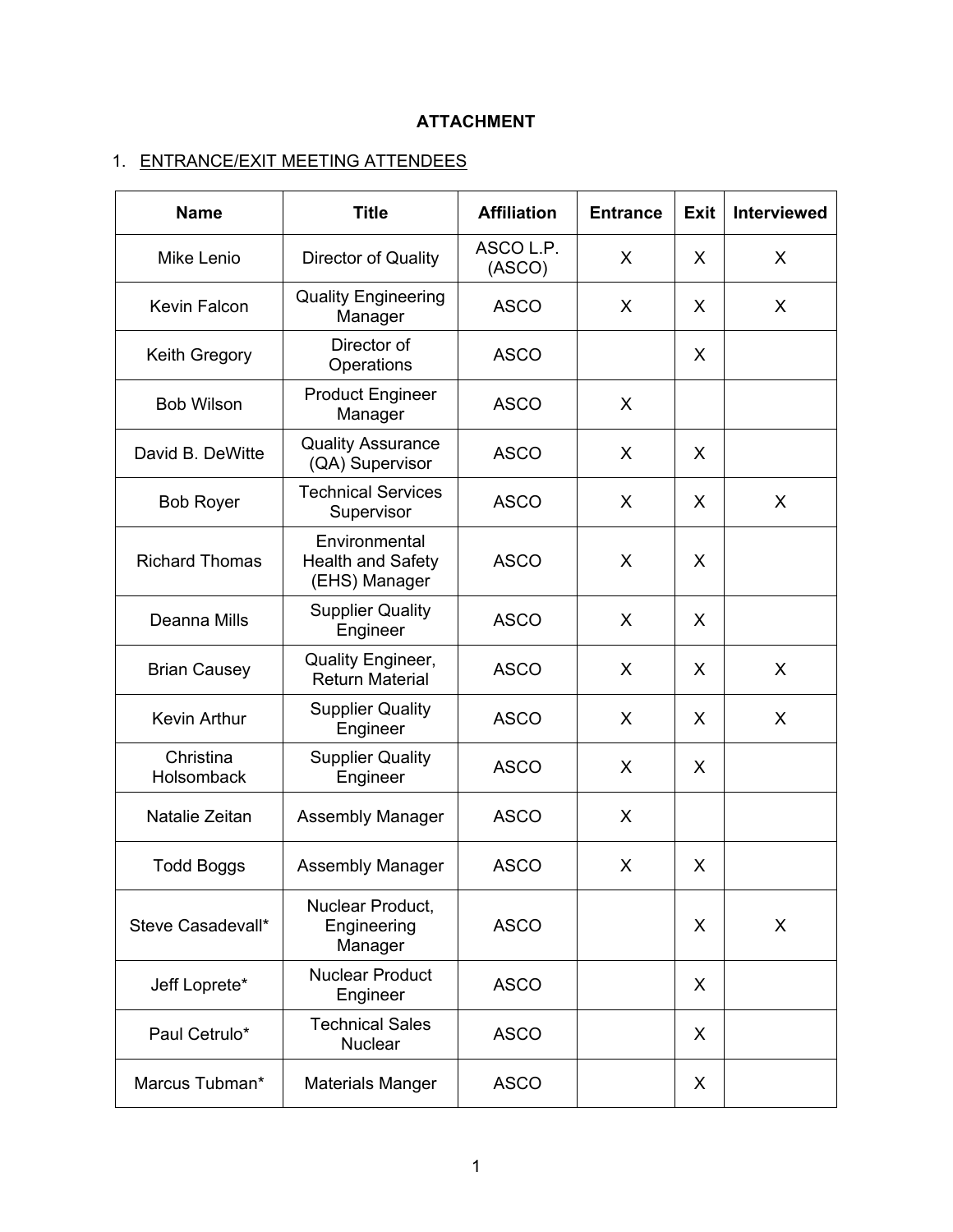**ATTACHMENT**

1. ENTRANCE/EXIT MEETING ATTENDEES

| Name | Title | Affiliation | Entrance | Exit | Interviewed |
|---|---|---|---|---|---|
| Mike Lenio | Director of Quality | ASCO L.P. (ASCO) | X | X | X |
| Kevin Falcon | Quality Engineering Manager | ASCO | X | X | X |
| Keith Gregory | Director of Operations | ASCO | | X | |
| Bob Wilson | Product Engineer Manager | ASCO | X | | |
| David B. DeWitte | Quality Assurance (QA) Supervisor | ASCO | X | X | |
| Bob Royer | Technical Services Supervisor | ASCO | X | X | X |
| Richard Thomas | Environmental Health and Safety (EHS) Manager | ASCO | X | X | |
| Deanna Mills | Supplier Quality Engineer | ASCO | X | X | |
| Brian Causey | Quality Engineer, Return Material | ASCO | X | X | X |
| Kevin Arthur | Supplier Quality Engineer | ASCO | X | X | X |
| Christina Holsomback | Supplier Quality Engineer | ASCO | X | X | |
| Natalie Zeitan | Assembly Manager | ASCO | X | | |
| Todd Boggs | Assembly Manager | ASCO | X | X | |
| Steve Casadevall* | Nuclear Product, Engineering Manager | ASCO | | X | X |
| Jeff Loprete* | Nuclear Product Engineer | ASCO | | X | |
| Paul Cetrulo* | Technical Sales Nuclear | ASCO | | X | |
| Marcus Tubman* | Materials Manger | ASCO | | X | |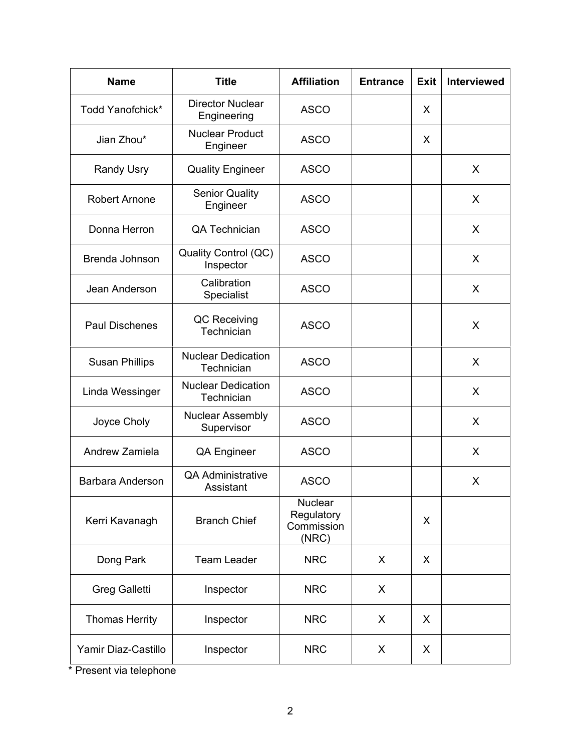| Name | Title | Affiliation | Entrance | Exit | Interviewed |
|---|---|---|---|---|---|
| Todd Yanofchick* | Director Nuclear Engineering | ASCO | | X | |
| Jian Zhou* | Nuclear Product Engineer | ASCO | | X | |
| Randy Usry | Quality Engineer | ASCO | | | X |
| Robert Arnone | Senior Quality Engineer | ASCO | | | X |
| Donna Herron | QA Technician | ASCO | | | X |
| Brenda Johnson | Quality Control (QC) Inspector | ASCO | | | X |
| Jean Anderson | Calibration Specialist | ASCO | | | X |
| Paul Dischenes | QC Receiving Technician | ASCO | | | X |
| Susan Phillips | Nuclear Dedication Technician | ASCO | | | X |
| Linda Wessinger | Nuclear Dedication Technician | ASCO | | | X |
| Joyce Choly | Nuclear Assembly Supervisor | ASCO | | | X |
| Andrew Zamiela | QA Engineer | ASCO | | | X |
| Barbara Anderson | QA Administrative Assistant | ASCO | | | X |
| Kerri Kavanagh | Branch Chief | Nuclear Regulatory Commission (NRC) | | X | |
| Dong Park | Team Leader | NRC | X | X | |
| Greg Galletti | Inspector | NRC | X | | |
| Thomas Herrity | Inspector | NRC | X | X | |
| Yamir Diaz-Castillo | Inspector | NRC | X | X | |

* Present via telephone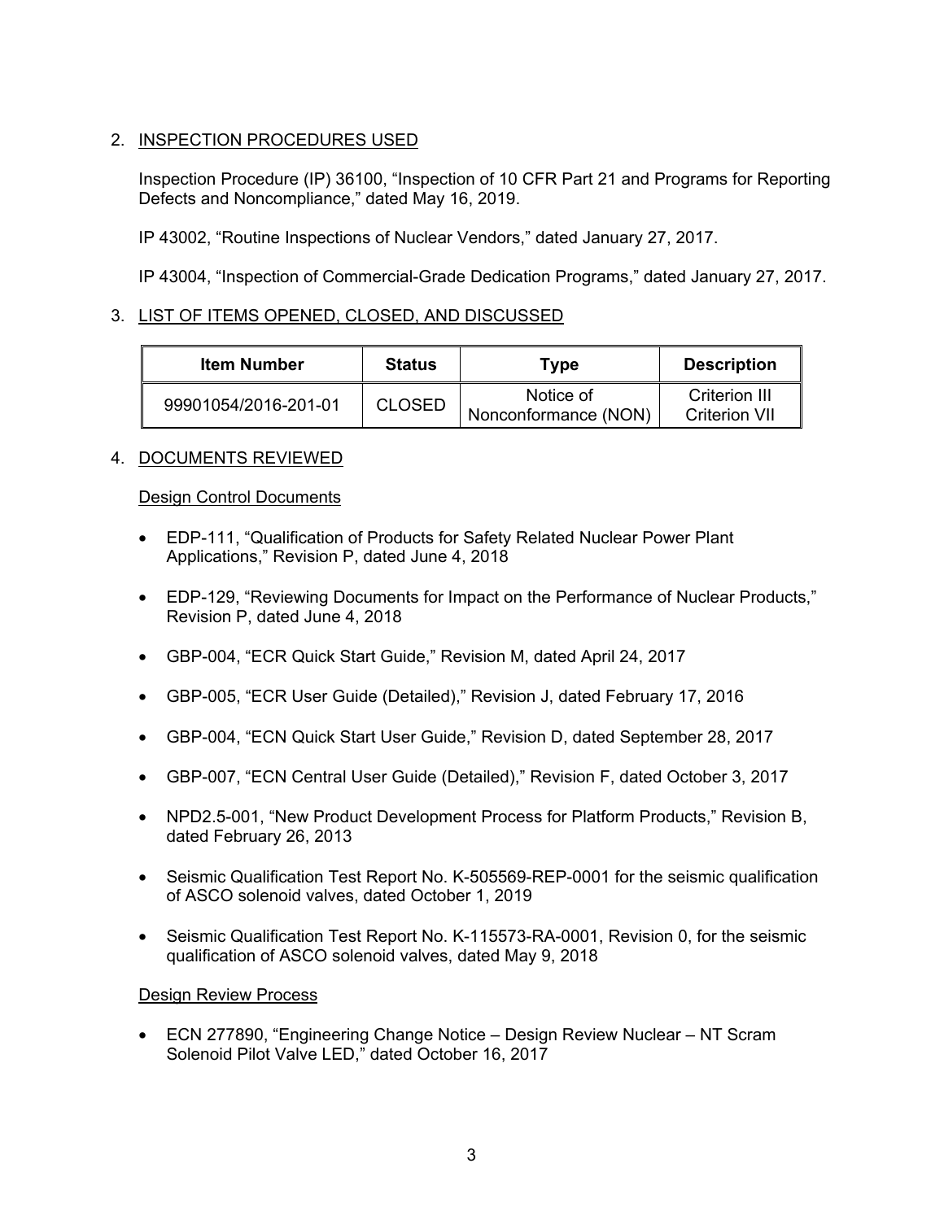## 2. INSPECTION PROCEDURES USED

Inspection Procedure (IP) 36100, "Inspection of 10 CFR Part 21 and Programs for Reporting Defects and Noncompliance," dated May 16, 2019.

IP 43002, "Routine Inspections of Nuclear Vendors," dated January 27, 2017.

IP 43004, "Inspection of Commercial-Grade Dedication Programs," dated January 27, 2017.

## 3. LIST OF ITEMS OPENED, CLOSED, AND DISCUSSED

| Item Number | Status | Type | Description |
|---|---|---|---|
| 99901054/2016-201-01 | CLOSED | Notice of Nonconformance (NON) | Criterion III Criterion VII |

## 4. DOCUMENTS REVIEWED

### Design Control Documents

- EDP-111, "Qualification of Products for Safety Related Nuclear Power Plant Applications," Revision P, dated June 4, 2018
- EDP-129, "Reviewing Documents for Impact on the Performance of Nuclear Products," Revision P, dated June 4, 2018
- GBP-004, "ECR Quick Start Guide," Revision M, dated April 24, 2017
- GBP-005, "ECR User Guide (Detailed)," Revision J, dated February 17, 2016
- GBP-004, "ECN Quick Start User Guide," Revision D, dated September 28, 2017
- GBP-007, "ECN Central User Guide (Detailed)," Revision F, dated October 3, 2017
- NPD2.5-001, "New Product Development Process for Platform Products," Revision B, dated February 26, 2013
- Seismic Qualification Test Report No. K-505569-REP-0001 for the seismic qualification of ASCO solenoid valves, dated October 1, 2019
- Seismic Qualification Test Report No. K-115573-RA-0001, Revision 0, for the seismic qualification of ASCO solenoid valves, dated May 9, 2018

### Design Review Process

- ECN 277890, "Engineering Change Notice – Design Review Nuclear – NT Scram Solenoid Pilot Valve LED," dated October 16, 2017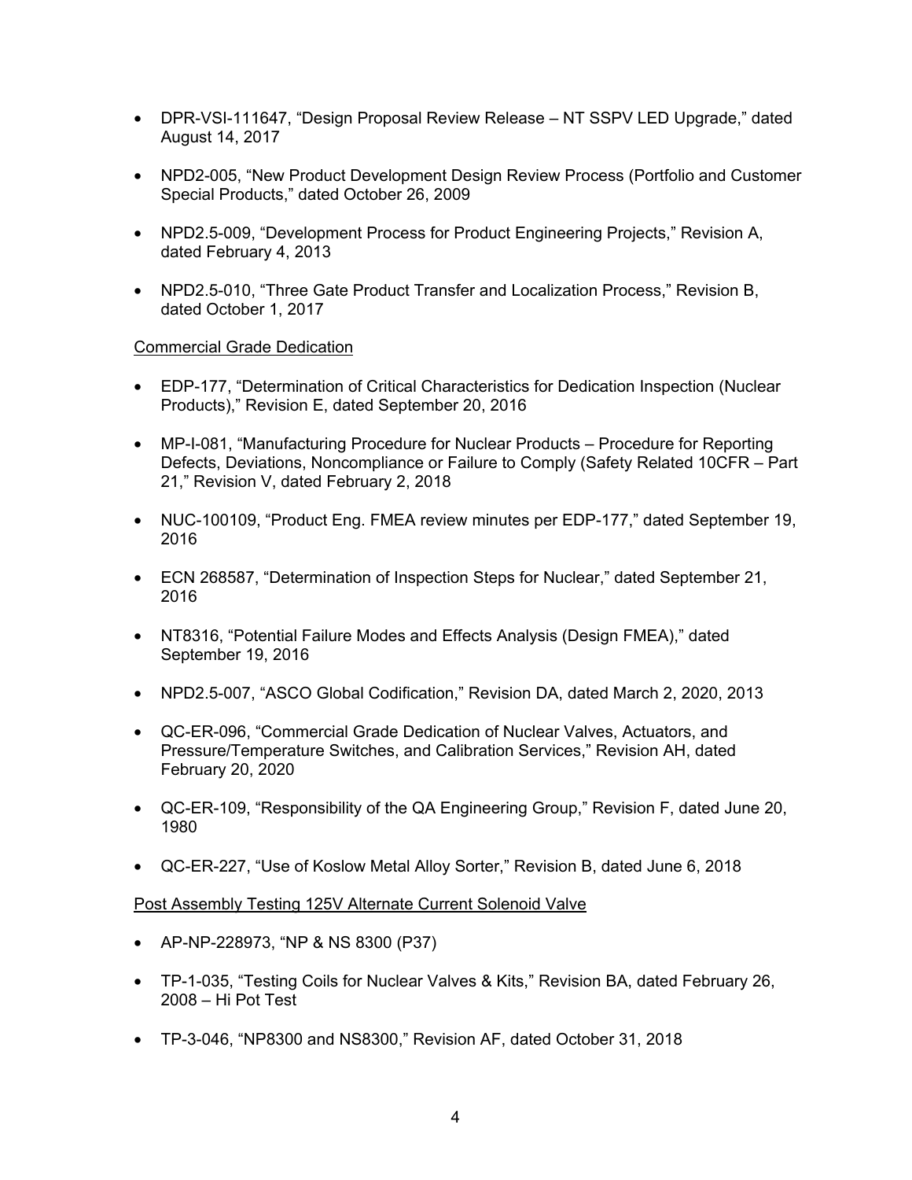- DPR-VSI-111647, "Design Proposal Review Release – NT SSPV LED Upgrade," dated August 14, 2017

- NPD2-005, "New Product Development Design Review Process (Portfolio and Customer Special Products," dated October 26, 2009

- NPD2.5-009, "Development Process for Product Engineering Projects," Revision A, dated February 4, 2013

- NPD2.5-010, "Three Gate Product Transfer and Localization Process," Revision B, dated October 1, 2017

<u>Commercial Grade Dedication</u>

- EDP-177, "Determination of Critical Characteristics for Dedication Inspection (Nuclear Products)," Revision E, dated September 20, 2016

- MP-I-081, "Manufacturing Procedure for Nuclear Products – Procedure for Reporting Defects, Deviations, Noncompliance or Failure to Comply (Safety Related 10CFR – Part 21," Revision V, dated February 2, 2018

- NUC-100109, "Product Eng. FMEA review minutes per EDP-177," dated September 19, 2016

- ECN 268587, "Determination of Inspection Steps for Nuclear," dated September 21, 2016

- NT8316, "Potential Failure Modes and Effects Analysis (Design FMEA)," dated September 19, 2016

- NPD2.5-007, "ASCO Global Codification," Revision DA, dated March 2, 2020, 2013

- QC-ER-096, "Commercial Grade Dedication of Nuclear Valves, Actuators, and Pressure/Temperature Switches, and Calibration Services," Revision AH, dated February 20, 2020

- QC-ER-109, "Responsibility of the QA Engineering Group," Revision F, dated June 20, 1980

- QC-ER-227, "Use of Koslow Metal Alloy Sorter," Revision B, dated June 6, 2018

<u>Post Assembly Testing 125V Alternate Current Solenoid Valve</u>

- AP-NP-228973, "NP & NS 8300 (P37)

- TP-1-035, "Testing Coils for Nuclear Valves & Kits," Revision BA, dated February 26, 2008 – Hi Pot Test

- TP-3-046, "NP8300 and NS8300," Revision AF, dated October 31, 2018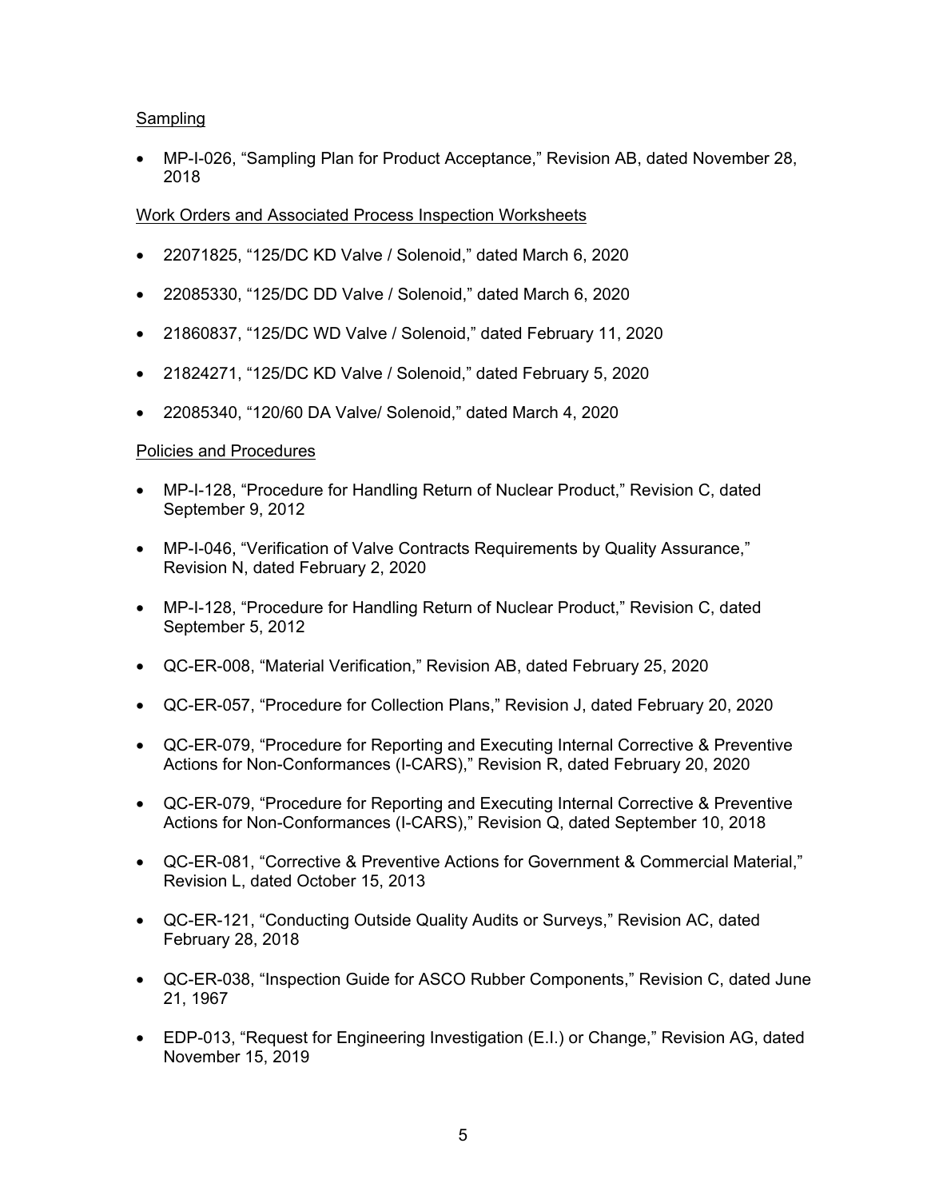Sampling

- MP-I-026, “Sampling Plan for Product Acceptance,” Revision AB, dated November 28, 2018

Work Orders and Associated Process Inspection Worksheets

- 22071825, “125/DC KD Valve / Solenoid,” dated March 6, 2020
- 22085330, “125/DC DD Valve / Solenoid,” dated March 6, 2020
- 21860837, “125/DC WD Valve / Solenoid,” dated February 11, 2020
- 21824271, “125/DC KD Valve / Solenoid,” dated February 5, 2020
- 22085340, “120/60 DA Valve/ Solenoid,” dated March 4, 2020

Policies and Procedures

- MP-I-128, “Procedure for Handling Return of Nuclear Product,” Revision C, dated September 9, 2012
- MP-I-046, “Verification of Valve Contracts Requirements by Quality Assurance,” Revision N, dated February 2, 2020
- MP-I-128, “Procedure for Handling Return of Nuclear Product,” Revision C, dated September 5, 2012
- QC-ER-008, “Material Verification,” Revision AB, dated February 25, 2020
- QC-ER-057, “Procedure for Collection Plans,” Revision J, dated February 20, 2020
- QC-ER-079, “Procedure for Reporting and Executing Internal Corrective & Preventive Actions for Non-Conformances (I-CARS),” Revision R, dated February 20, 2020
- QC-ER-079, “Procedure for Reporting and Executing Internal Corrective & Preventive Actions for Non-Conformances (I-CARS),” Revision Q, dated September 10, 2018
- QC-ER-081, “Corrective & Preventive Actions for Government & Commercial Material,” Revision L, dated October 15, 2013
- QC-ER-121, “Conducting Outside Quality Audits or Surveys,” Revision AC, dated February 28, 2018
- QC-ER-038, “Inspection Guide for ASCO Rubber Components,” Revision C, dated June 21, 1967
- EDP-013, “Request for Engineering Investigation (E.I.) or Change,” Revision AG, dated November 15, 2019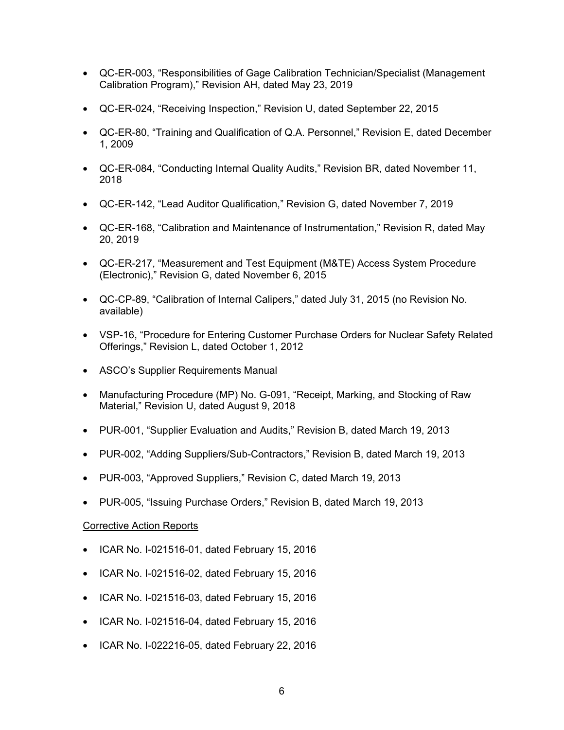- QC-ER-003, “Responsibilities of Gage Calibration Technician/Specialist (Management Calibration Program),” Revision AH, dated May 23, 2019

- QC-ER-024, “Receiving Inspection,” Revision U, dated September 22, 2015

- QC-ER-80, “Training and Qualification of Q.A. Personnel,” Revision E, dated December 1, 2009

- QC-ER-084, “Conducting Internal Quality Audits,” Revision BR, dated November 11, 2018

- QC-ER-142, “Lead Auditor Qualification,” Revision G, dated November 7, 2019

- QC-ER-168, “Calibration and Maintenance of Instrumentation,” Revision R, dated May 20, 2019

- QC-ER-217, “Measurement and Test Equipment (M&TE) Access System Procedure (Electronic),” Revision G, dated November 6, 2015

- QC-CP-89, “Calibration of Internal Calipers,” dated July 31, 2015 (no Revision No. available)

- VSP-16, “Procedure for Entering Customer Purchase Orders for Nuclear Safety Related Offerings,” Revision L, dated October 1, 2012

- ASCO’s Supplier Requirements Manual

- Manufacturing Procedure (MP) No. G-091, “Receipt, Marking, and Stocking of Raw Material,” Revision U, dated August 9, 2018

- PUR-001, “Supplier Evaluation and Audits,” Revision B, dated March 19, 2013

- PUR-002, “Adding Suppliers/Sub-Contractors,” Revision B, dated March 19, 2013

- PUR-003, “Approved Suppliers,” Revision C, dated March 19, 2013

- PUR-005, “Issuing Purchase Orders,” Revision B, dated March 19, 2013

Corrective Action Reports

- ICAR No. I-021516-01, dated February 15, 2016

- ICAR No. I-021516-02, dated February 15, 2016

- ICAR No. I-021516-03, dated February 15, 2016

- ICAR No. I-021516-04, dated February 15, 2016

- ICAR No. I-022216-05, dated February 22, 2016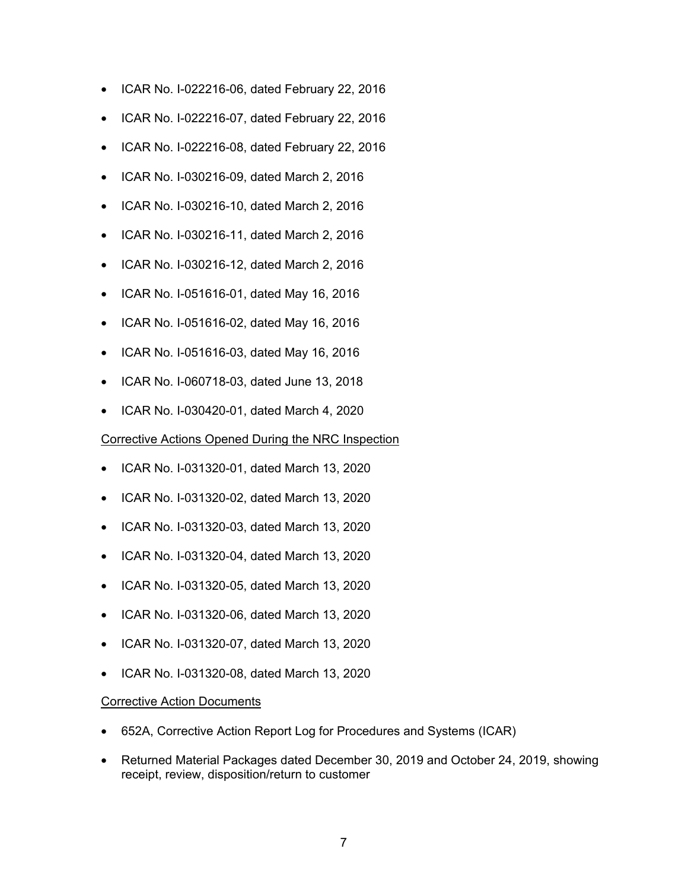- ICAR No. I-022216-06, dated February 22, 2016
- ICAR No. I-022216-07, dated February 22, 2016
- ICAR No. I-022216-08, dated February 22, 2016
- ICAR No. I-030216-09, dated March 2, 2016
- ICAR No. I-030216-10, dated March 2, 2016
- ICAR No. I-030216-11, dated March 2, 2016
- ICAR No. I-030216-12, dated March 2, 2016
- ICAR No. I-051616-01, dated May 16, 2016
- ICAR No. I-051616-02, dated May 16, 2016
- ICAR No. I-051616-03, dated May 16, 2016
- ICAR No. I-060718-03, dated June 13, 2018
- ICAR No. I-030420-01, dated March 4, 2020

Corrective Actions Opened During the NRC Inspection

- ICAR No. I-031320-01, dated March 13, 2020
- ICAR No. I-031320-02, dated March 13, 2020
- ICAR No. I-031320-03, dated March 13, 2020
- ICAR No. I-031320-04, dated March 13, 2020
- ICAR No. I-031320-05, dated March 13, 2020
- ICAR No. I-031320-06, dated March 13, 2020
- ICAR No. I-031320-07, dated March 13, 2020
- ICAR No. I-031320-08, dated March 13, 2020

Corrective Action Documents

- 652A, Corrective Action Report Log for Procedures and Systems (ICAR)
- Returned Material Packages dated December 30, 2019 and October 24, 2019, showing receipt, review, disposition/return to customer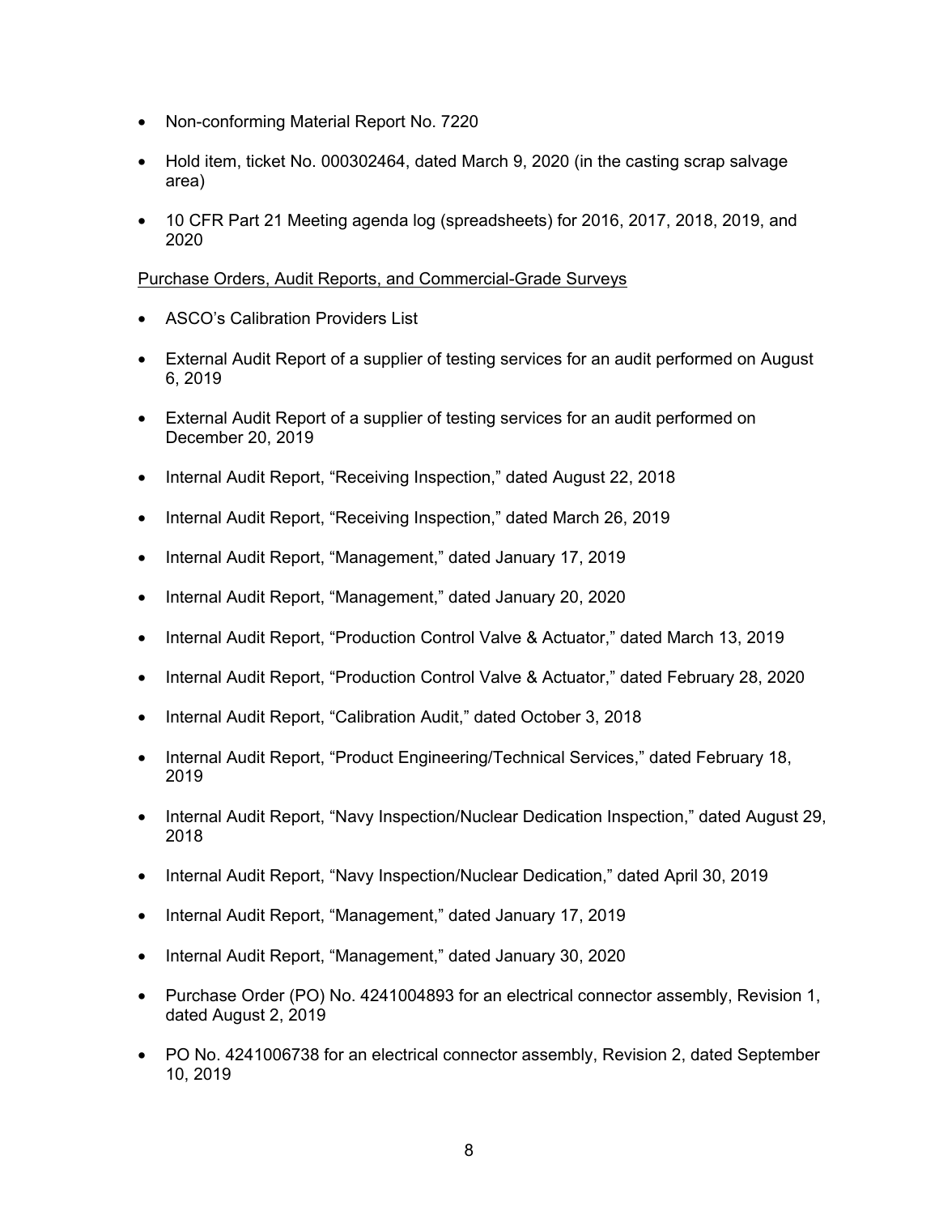- Non-conforming Material Report No. 7220
- Hold item, ticket No. 000302464, dated March 9, 2020 (in the casting scrap salvage area)
- 10 CFR Part 21 Meeting agenda log (spreadsheets) for 2016, 2017, 2018, 2019, and 2020

Purchase Orders, Audit Reports, and Commercial-Grade Surveys

- ASCO's Calibration Providers List
- External Audit Report of a supplier of testing services for an audit performed on August 6, 2019
- External Audit Report of a supplier of testing services for an audit performed on December 20, 2019
- Internal Audit Report, "Receiving Inspection," dated August 22, 2018
- Internal Audit Report, "Receiving Inspection," dated March 26, 2019
- Internal Audit Report, "Management," dated January 17, 2019
- Internal Audit Report, "Management," dated January 20, 2020
- Internal Audit Report, "Production Control Valve & Actuator," dated March 13, 2019
- Internal Audit Report, "Production Control Valve & Actuator," dated February 28, 2020
- Internal Audit Report, "Calibration Audit," dated October 3, 2018
- Internal Audit Report, "Product Engineering/Technical Services," dated February 18, 2019
- Internal Audit Report, "Navy Inspection/Nuclear Dedication Inspection," dated August 29, 2018
- Internal Audit Report, "Navy Inspection/Nuclear Dedication," dated April 30, 2019
- Internal Audit Report, "Management," dated January 17, 2019
- Internal Audit Report, "Management," dated January 30, 2020
- Purchase Order (PO) No. 4241004893 for an electrical connector assembly, Revision 1, dated August 2, 2019
- PO No. 4241006738 for an electrical connector assembly, Revision 2, dated September 10, 2019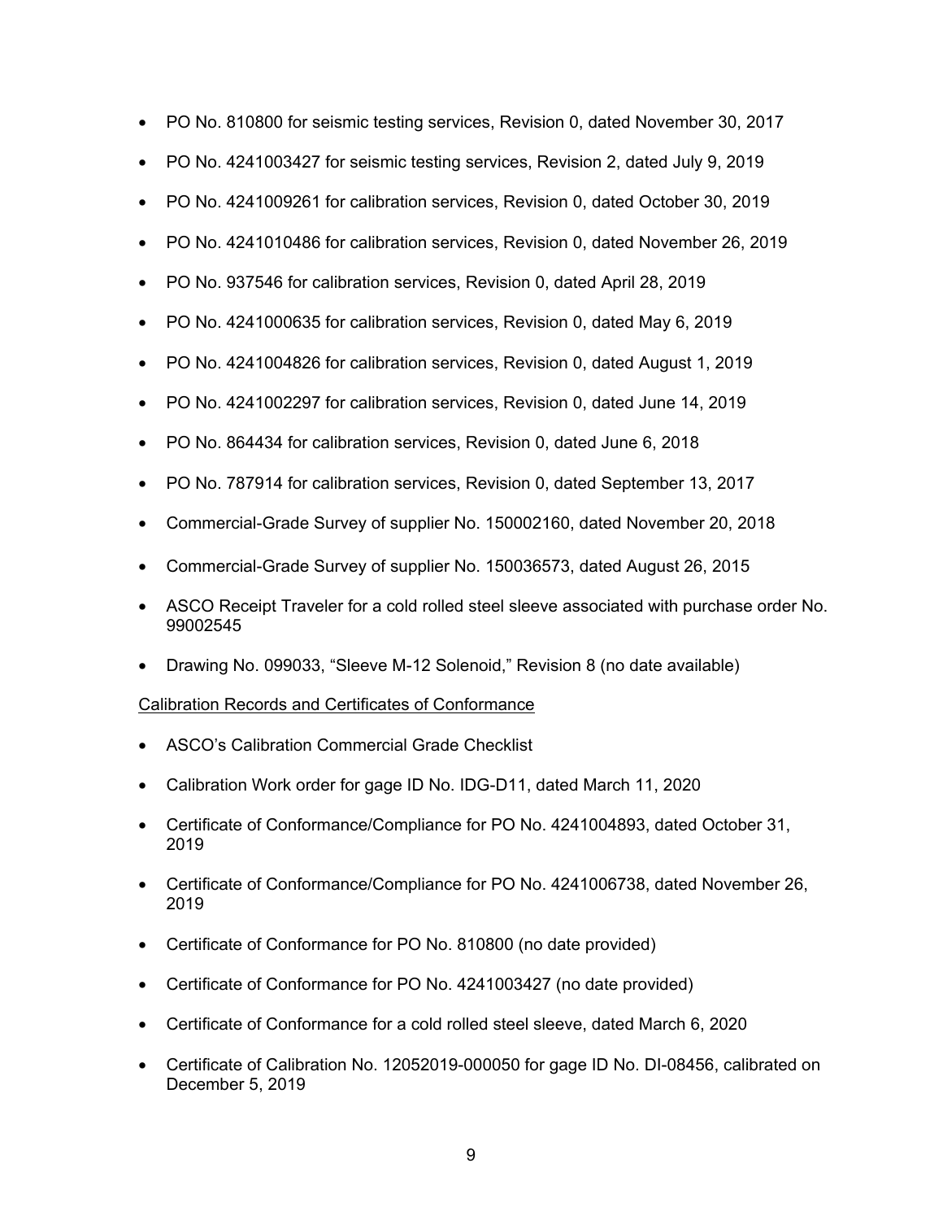- PO No. 810800 for seismic testing services, Revision 0, dated November 30, 2017
- PO No. 4241003427 for seismic testing services, Revision 2, dated July 9, 2019
- PO No. 4241009261 for calibration services, Revision 0, dated October 30, 2019
- PO No. 4241010486 for calibration services, Revision 0, dated November 26, 2019
- PO No. 937546 for calibration services, Revision 0, dated April 28, 2019
- PO No. 4241000635 for calibration services, Revision 0, dated May 6, 2019
- PO No. 4241004826 for calibration services, Revision 0, dated August 1, 2019
- PO No. 4241002297 for calibration services, Revision 0, dated June 14, 2019
- PO No. 864434 for calibration services, Revision 0, dated June 6, 2018
- PO No. 787914 for calibration services, Revision 0, dated September 13, 2017
- Commercial-Grade Survey of supplier No. 150002160, dated November 20, 2018
- Commercial-Grade Survey of supplier No. 150036573, dated August 26, 2015
- ASCO Receipt Traveler for a cold rolled steel sleeve associated with purchase order No. 99002545
- Drawing No. 099033, "Sleeve M-12 Solenoid," Revision 8 (no date available)

Calibration Records and Certificates of Conformance

- ASCO's Calibration Commercial Grade Checklist
- Calibration Work order for gage ID No. IDG-D11, dated March 11, 2020
- Certificate of Conformance/Compliance for PO No. 4241004893, dated October 31, 2019
- Certificate of Conformance/Compliance for PO No. 4241006738, dated November 26, 2019
- Certificate of Conformance for PO No. 810800 (no date provided)
- Certificate of Conformance for PO No. 4241003427 (no date provided)
- Certificate of Conformance for a cold rolled steel sleeve, dated March 6, 2020
- Certificate of Calibration No. 12052019-000050 for gage ID No. DI-08456, calibrated on December 5, 2019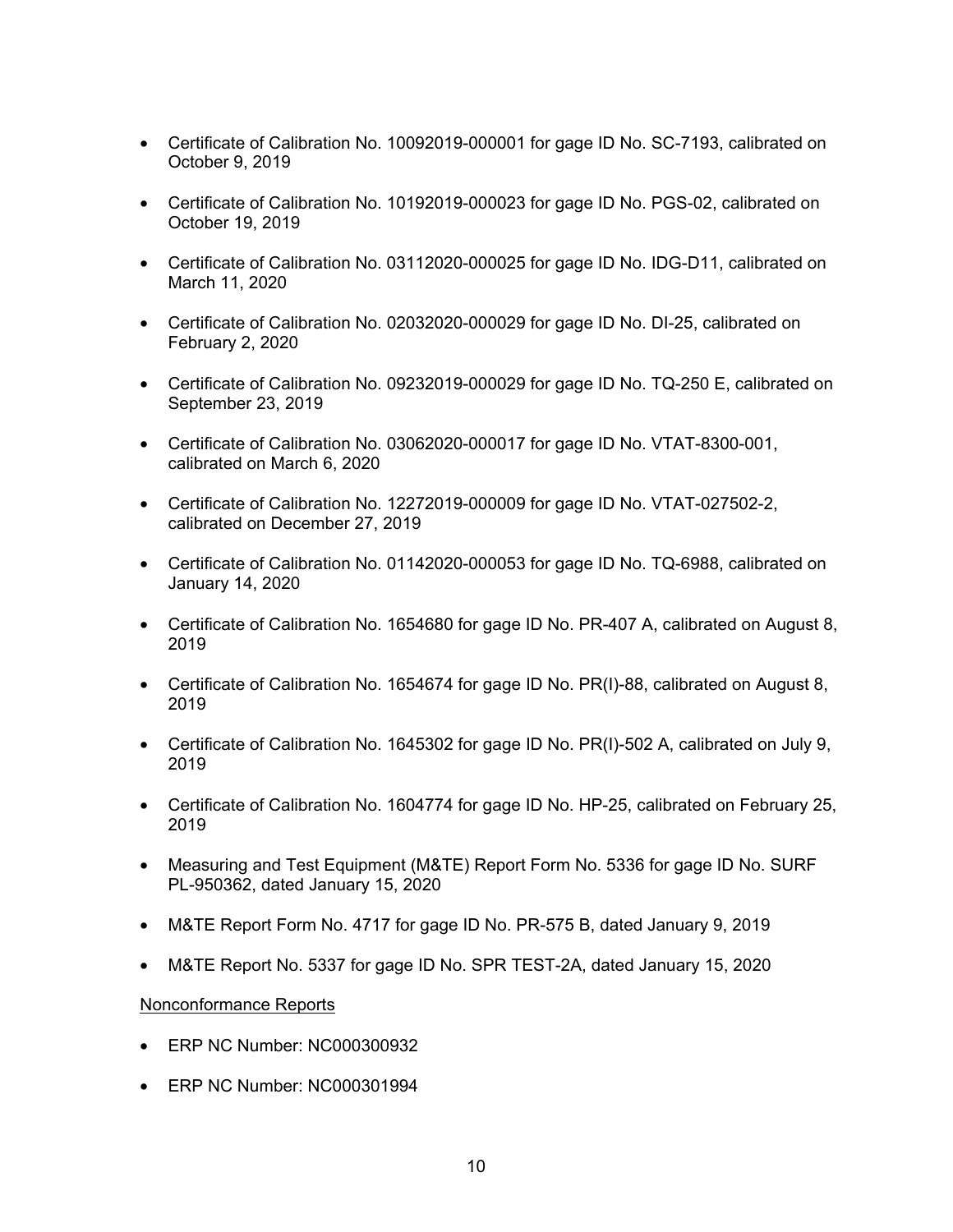- Certificate of Calibration No. 10092019-000001 for gage ID No. SC-7193, calibrated on October 9, 2019
- Certificate of Calibration No. 10192019-000023 for gage ID No. PGS-02, calibrated on October 19, 2019
- Certificate of Calibration No. 03112020-000025 for gage ID No. IDG-D11, calibrated on March 11, 2020
- Certificate of Calibration No. 02032020-000029 for gage ID No. DI-25, calibrated on February 2, 2020
- Certificate of Calibration No. 09232019-000029 for gage ID No. TQ-250 E, calibrated on September 23, 2019
- Certificate of Calibration No. 03062020-000017 for gage ID No. VTAT-8300-001, calibrated on March 6, 2020
- Certificate of Calibration No. 12272019-000009 for gage ID No. VTAT-027502-2, calibrated on December 27, 2019
- Certificate of Calibration No. 01142020-000053 for gage ID No. TQ-6988, calibrated on January 14, 2020
- Certificate of Calibration No. 1654680 for gage ID No. PR-407 A, calibrated on August 8, 2019
- Certificate of Calibration No. 1654674 for gage ID No. PR(I)-88, calibrated on August 8, 2019
- Certificate of Calibration No. 1645302 for gage ID No. PR(I)-502 A, calibrated on July 9, 2019
- Certificate of Calibration No. 1604774 for gage ID No. HP-25, calibrated on February 25, 2019
- Measuring and Test Equipment (M&TE) Report Form No. 5336 for gage ID No. SURF PL-950362, dated January 15, 2020
- M&TE Report Form No. 4717 for gage ID No. PR-575 B, dated January 9, 2019
- M&TE Report No. 5337 for gage ID No. SPR TEST-2A, dated January 15, 2020

Nonconformance Reports

- ERP NC Number: NC000300932
- ERP NC Number: NC000301994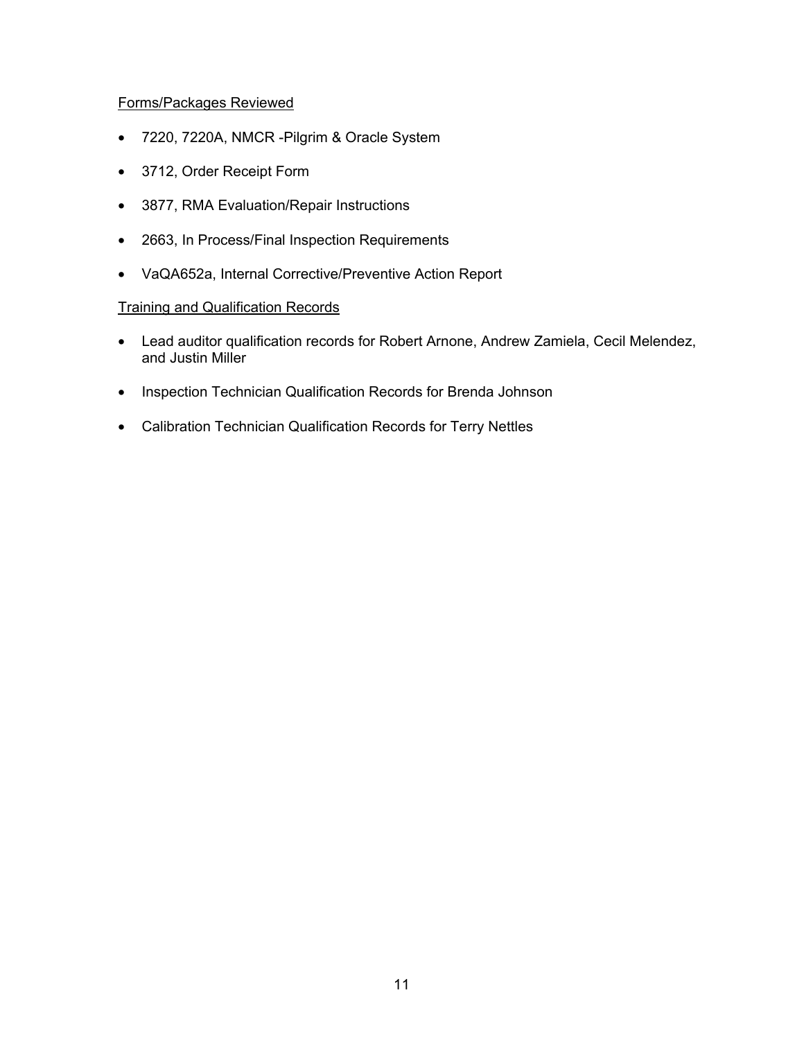Forms/Packages Reviewed

- 7220, 7220A, NMCR -Pilgrim & Oracle System
- 3712, Order Receipt Form
- 3877, RMA Evaluation/Repair Instructions
- 2663, In Process/Final Inspection Requirements
- VaQA652a, Internal Corrective/Preventive Action Report

Training and Qualification Records

- Lead auditor qualification records for Robert Arnone, Andrew Zamiela, Cecil Melendez, and Justin Miller
- Inspection Technician Qualification Records for Brenda Johnson
- Calibration Technician Qualification Records for Terry Nettles